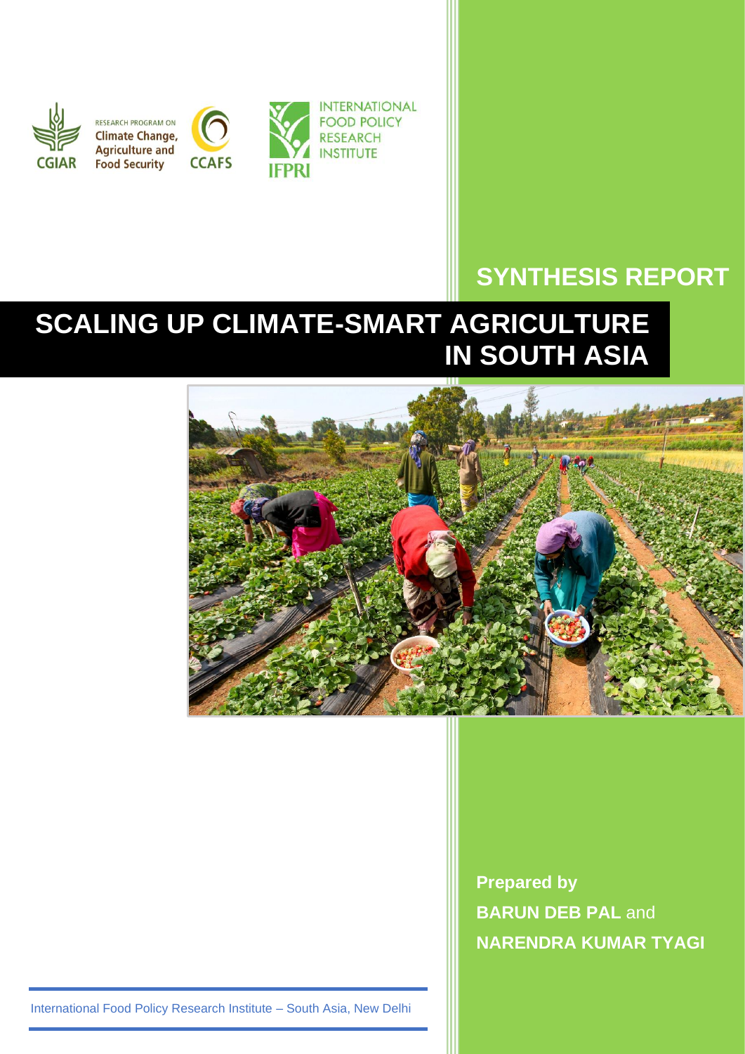CGIAR RESEARCH PROGRAM ON Climate Change, Agriculture and Food Security CCAFS

INTERNATIONAL FOOD POLICY RESEARCH INSTITUTE IFPRI

## SYNTHESIS REPORT

# SCALING UP CLIMATE-SMART AGRICULTURE IN SOUTH ASIA

**Prepared by**

**BARUN DEB PAL** and

**NARENDRA KUMAR TYAGI**

International Food Policy Research Institute – South Asia, New Delhi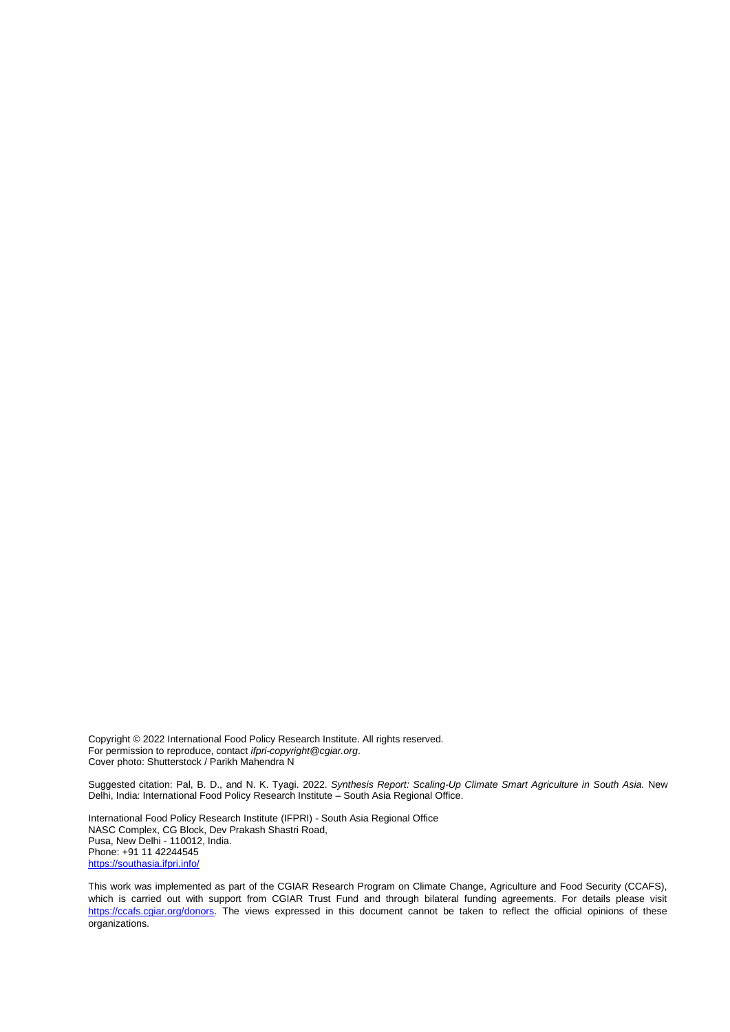Copyright © 2022 International Food Policy Research Institute. All rights reserved.
For permission to reproduce, contact *ifpri-copyright@cgiar.org*.
Cover photo: Shutterstock / Parikh Mahendra N

Suggested citation: Pal, B. D., and N. K. Tyagi. 2022. *Synthesis Report: Scaling-Up Climate Smart Agriculture in South Asia*. New Delhi, India: International Food Policy Research Institute – South Asia Regional Office.

International Food Policy Research Institute (IFPRI) - South Asia Regional Office
NASC Complex, CG Block, Dev Prakash Shastri Road,
Pusa, New Delhi - 110012, India.
Phone: +91 11 42244545
https://southasia.ifpri.info/

This work was implemented as part of the CGIAR Research Program on Climate Change, Agriculture and Food Security (CCAFS), which is carried out with support from CGIAR Trust Fund and through bilateral funding agreements. For details please visit https://ccafs.cgiar.org/donors. The views expressed in this document cannot be taken to reflect the official opinions of these organizations.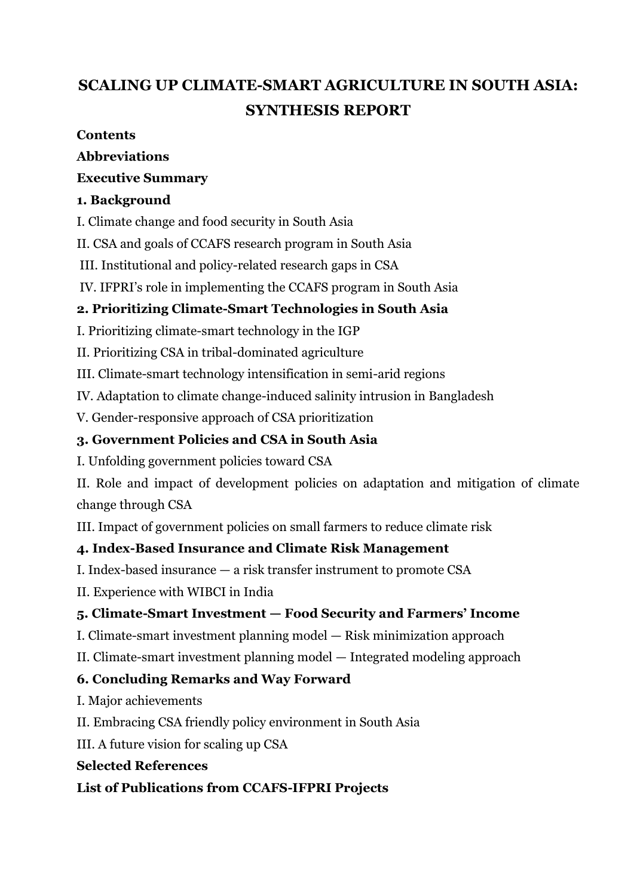# SCALING UP CLIMATE-SMART AGRICULTURE IN SOUTH ASIA: SYNTHESIS REPORT

**Contents**

**Abbreviations**

**Executive Summary**

**1. Background**

I. Climate change and food security in South Asia

II. CSA and goals of CCAFS research program in South Asia

III. Institutional and policy-related research gaps in CSA

IV. IFPRI's role in implementing the CCAFS program in South Asia

**2. Prioritizing Climate-Smart Technologies in South Asia**

I. Prioritizing climate-smart technology in the IGP

II. Prioritizing CSA in tribal-dominated agriculture

III. Climate-smart technology intensification in semi-arid regions

IV. Adaptation to climate change-induced salinity intrusion in Bangladesh

V. Gender-responsive approach of CSA prioritization

**3. Government Policies and CSA in South Asia**

I. Unfolding government policies toward CSA

II. Role and impact of development policies on adaptation and mitigation of climate change through CSA

III. Impact of government policies on small farmers to reduce climate risk

**4. Index-Based Insurance and Climate Risk Management**

I. Index-based insurance — a risk transfer instrument to promote CSA

II. Experience with WIBCI in India

**5. Climate-Smart Investment — Food Security and Farmers' Income**

I. Climate-smart investment planning model — Risk minimization approach

II. Climate-smart investment planning model — Integrated modeling approach

**6. Concluding Remarks and Way Forward**

I. Major achievements

II. Embracing CSA friendly policy environment in South Asia

III. A future vision for scaling up CSA

**Selected References**

**List of Publications from CCAFS-IFPRI Projects**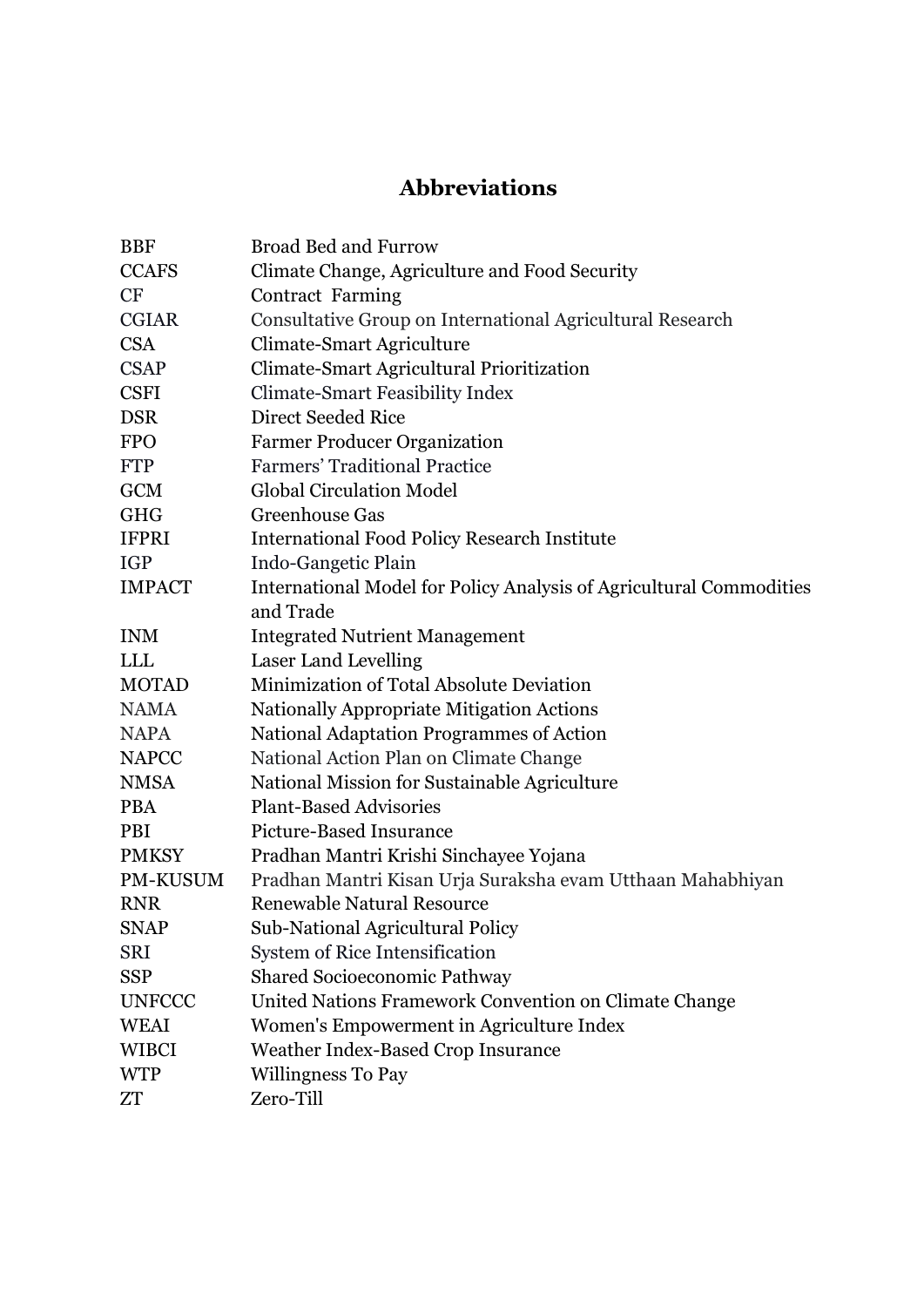# Abbreviations

| | |
|---|---|
| BBF | Broad Bed and Furrow |
| CCAFS | Climate Change, Agriculture and Food Security |
| CF | Contract Farming |
| CGIAR | Consultative Group on International Agricultural Research |
| CSA | Climate-Smart Agriculture |
| CSAP | Climate-Smart Agricultural Prioritization |
| CSFI | Climate-Smart Feasibility Index |
| DSR | Direct Seeded Rice |
| FPO | Farmer Producer Organization |
| FTP | Farmers' Traditional Practice |
| GCM | Global Circulation Model |
| GHG | Greenhouse Gas |
| IFPRI | International Food Policy Research Institute |
| IGP | Indo-Gangetic Plain |
| IMPACT | International Model for Policy Analysis of Agricultural Commodities and Trade |
| INM | Integrated Nutrient Management |
| LLL | Laser Land Levelling |
| MOTAD | Minimization of Total Absolute Deviation |
| NAMA | Nationally Appropriate Mitigation Actions |
| NAPA | National Adaptation Programmes of Action |
| NAPCC | National Action Plan on Climate Change |
| NMSA | National Mission for Sustainable Agriculture |
| PBA | Plant-Based Advisories |
| PBI | Picture-Based Insurance |
| PMKSY | Pradhan Mantri Krishi Sinchayee Yojana |
| PM-KUSUM | Pradhan Mantri Kisan Urja Suraksha evam Utthaan Mahabhiyan |
| RNR | Renewable Natural Resource |
| SNAP | Sub-National Agricultural Policy |
| SRI | System of Rice Intensification |
| SSP | Shared Socioeconomic Pathway |
| UNFCCC | United Nations Framework Convention on Climate Change |
| WEAI | Women's Empowerment in Agriculture Index |
| WIBCI | Weather Index-Based Crop Insurance |
| WTP | Willingness To Pay |
| ZT | Zero-Till |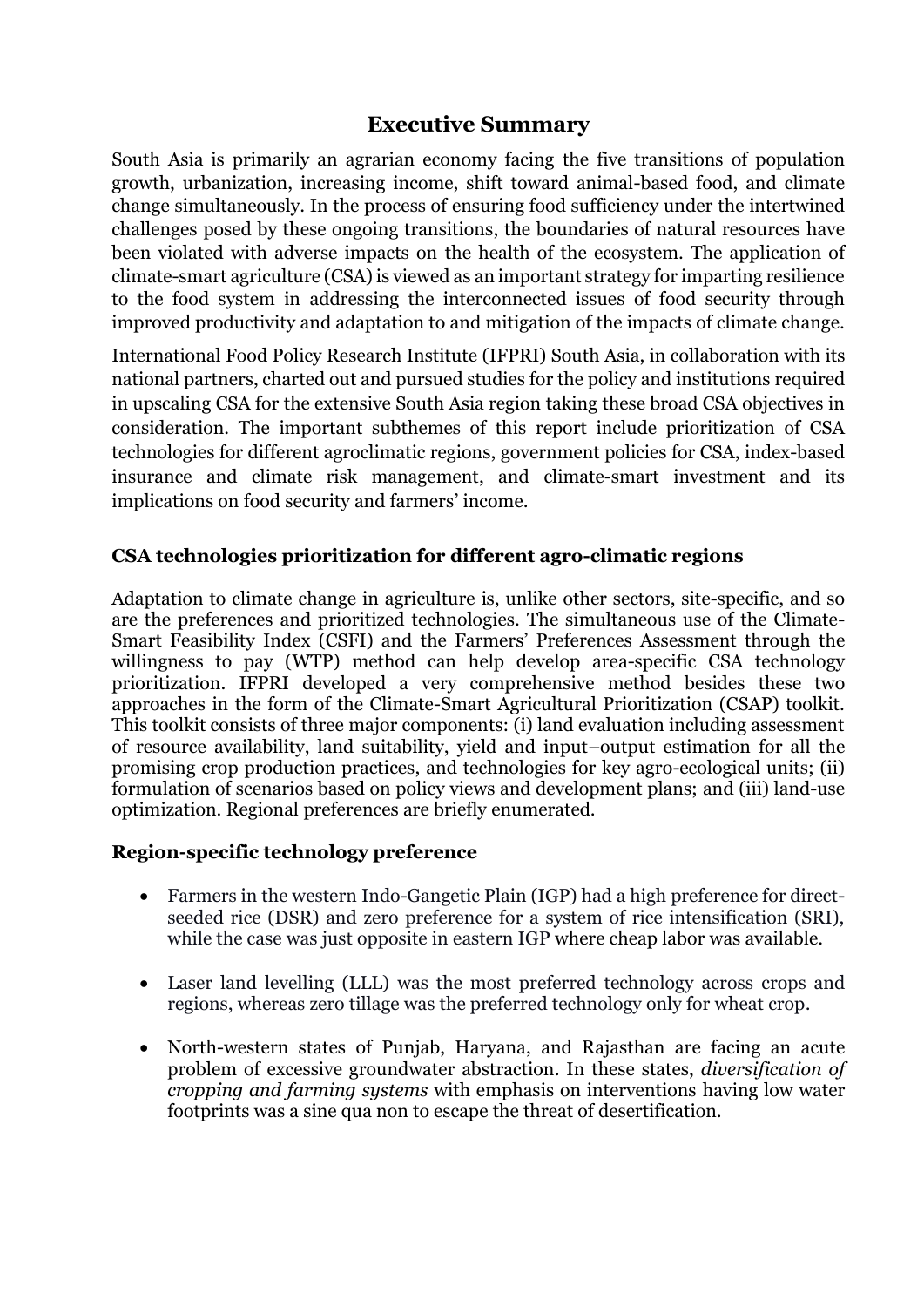# Executive Summary

South Asia is primarily an agrarian economy facing the five transitions of population growth, urbanization, increasing income, shift toward animal-based food, and climate change simultaneously. In the process of ensuring food sufficiency under the intertwined challenges posed by these ongoing transitions, the boundaries of natural resources have been violated with adverse impacts on the health of the ecosystem. The application of climate-smart agriculture (CSA) is viewed as an important strategy for imparting resilience to the food system in addressing the interconnected issues of food security through improved productivity and adaptation to and mitigation of the impacts of climate change.

International Food Policy Research Institute (IFPRI) South Asia, in collaboration with its national partners, charted out and pursued studies for the policy and institutions required in upscaling CSA for the extensive South Asia region taking these broad CSA objectives in consideration. The important subthemes of this report include prioritization of CSA technologies for different agroclimatic regions, government policies for CSA, index-based insurance and climate risk management, and climate-smart investment and its implications on food security and farmers' income.

## CSA technologies prioritization for different agro-climatic regions

Adaptation to climate change in agriculture is, unlike other sectors, site-specific, and so are the preferences and prioritized technologies. The simultaneous use of the Climate-Smart Feasibility Index (CSFI) and the Farmers' Preferences Assessment through the willingness to pay (WTP) method can help develop area-specific CSA technology prioritization. IFPRI developed a very comprehensive method besides these two approaches in the form of the Climate-Smart Agricultural Prioritization (CSAP) toolkit. This toolkit consists of three major components: (i) land evaluation including assessment of resource availability, land suitability, yield and input–output estimation for all the promising crop production practices, and technologies for key agro-ecological units; (ii) formulation of scenarios based on policy views and development plans; and (iii) land-use optimization. Regional preferences are briefly enumerated.

## Region-specific technology preference

- Farmers in the western Indo-Gangetic Plain (IGP) had a high preference for direct-seeded rice (DSR) and zero preference for a system of rice intensification (SRI), while the case was just opposite in eastern IGP where cheap labor was available.

- Laser land levelling (LLL) was the most preferred technology across crops and regions, whereas zero tillage was the preferred technology only for wheat crop.

- North-western states of Punjab, Haryana, and Rajasthan are facing an acute problem of excessive groundwater abstraction. In these states, *diversification of cropping and farming systems* with emphasis on interventions having low water footprints was a sine qua non to escape the threat of desertification.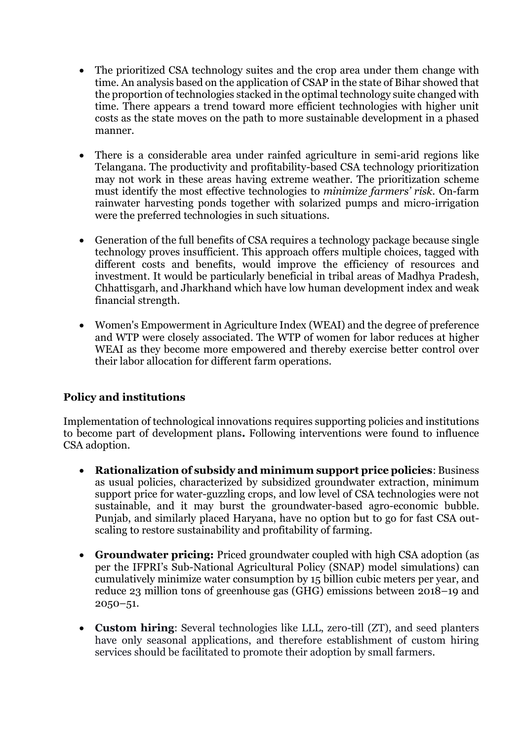- The prioritized CSA technology suites and the crop area under them change with time. An analysis based on the application of CSAP in the state of Bihar showed that the proportion of technologies stacked in the optimal technology suite changed with time. There appears a trend toward more efficient technologies with higher unit costs as the state moves on the path to more sustainable development in a phased manner.

- There is a considerable area under rainfed agriculture in semi-arid regions like Telangana. The productivity and profitability-based CSA technology prioritization may not work in these areas having extreme weather. The prioritization scheme must identify the most effective technologies to *minimize farmers' risk*. On-farm rainwater harvesting ponds together with solarized pumps and micro-irrigation were the preferred technologies in such situations.

- Generation of the full benefits of CSA requires a technology package because single technology proves insufficient. This approach offers multiple choices, tagged with different costs and benefits, would improve the efficiency of resources and investment. It would be particularly beneficial in tribal areas of Madhya Pradesh, Chhattisgarh, and Jharkhand which have low human development index and weak financial strength.

- Women's Empowerment in Agriculture Index (WEAI) and the degree of preference and WTP were closely associated. The WTP of women for labor reduces at higher WEAI as they become more empowered and thereby exercise better control over their labor allocation for different farm operations.

### Policy and institutions

Implementation of technological innovations requires supporting policies and institutions to become part of development plans**.** Following interventions were found to influence CSA adoption.

- **Rationalization of subsidy and minimum support price policies**: Business as usual policies, characterized by subsidized groundwater extraction, minimum support price for water-guzzling crops, and low level of CSA technologies were not sustainable, and it may burst the groundwater-based agro-economic bubble. Punjab, and similarly placed Haryana, have no option but to go for fast CSA out-scaling to restore sustainability and profitability of farming.

- **Groundwater pricing:** Priced groundwater coupled with high CSA adoption (as per the IFPRI's Sub-National Agricultural Policy (SNAP) model simulations) can cumulatively minimize water consumption by 15 billion cubic meters per year, and reduce 23 million tons of greenhouse gas (GHG) emissions between 2018–19 and 2050–51.

- **Custom hiring**: Several technologies like LLL, zero-till (ZT), and seed planters have only seasonal applications, and therefore establishment of custom hiring services should be facilitated to promote their adoption by small farmers.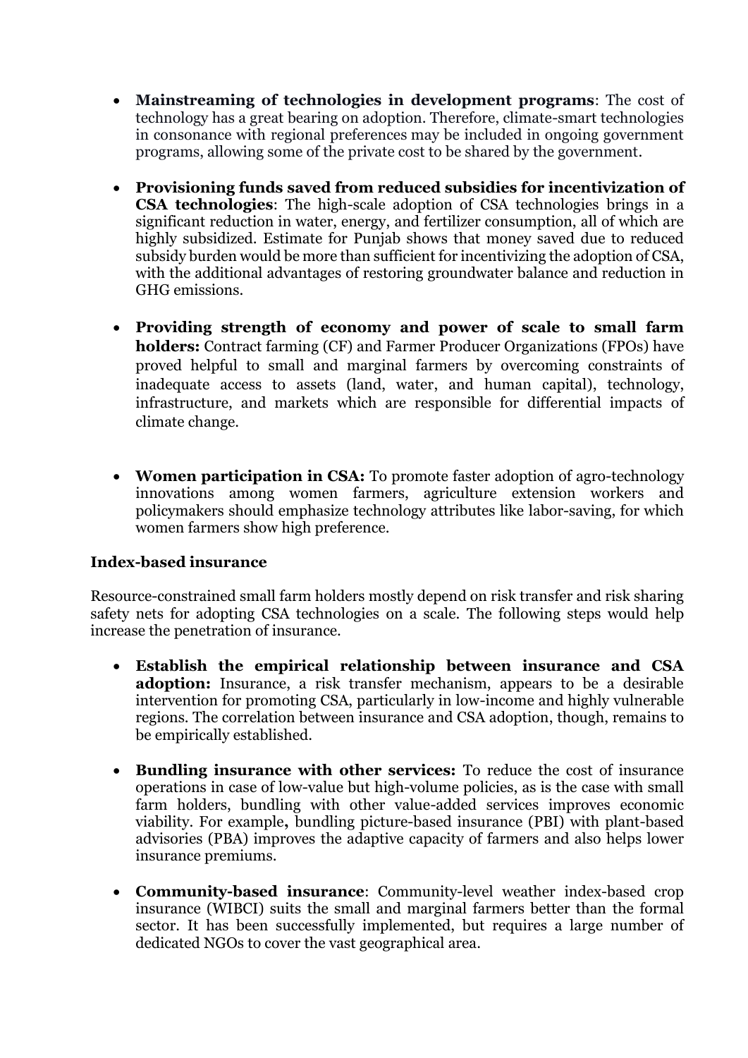- **Mainstreaming of technologies in development programs**: The cost of technology has a great bearing on adoption. Therefore, climate-smart technologies in consonance with regional preferences may be included in ongoing government programs, allowing some of the private cost to be shared by the government.

- **Provisioning funds saved from reduced subsidies for incentivization of CSA technologies**: The high-scale adoption of CSA technologies brings in a significant reduction in water, energy, and fertilizer consumption, all of which are highly subsidized. Estimate for Punjab shows that money saved due to reduced subsidy burden would be more than sufficient for incentivizing the adoption of CSA, with the additional advantages of restoring groundwater balance and reduction in GHG emissions.

- **Providing strength of economy and power of scale to small farm holders:** Contract farming (CF) and Farmer Producer Organizations (FPOs) have proved helpful to small and marginal farmers by overcoming constraints of inadequate access to assets (land, water, and human capital), technology, infrastructure, and markets which are responsible for differential impacts of climate change.

- **Women participation in CSA:** To promote faster adoption of agro-technology innovations among women farmers, agriculture extension workers and policymakers should emphasize technology attributes like labor-saving, for which women farmers show high preference.

### Index-based insurance

Resource-constrained small farm holders mostly depend on risk transfer and risk sharing safety nets for adopting CSA technologies on a scale. The following steps would help increase the penetration of insurance.

- **Establish the empirical relationship between insurance and CSA adoption:** Insurance, a risk transfer mechanism, appears to be a desirable intervention for promoting CSA, particularly in low-income and highly vulnerable regions. The correlation between insurance and CSA adoption, though, remains to be empirically established.

- **Bundling insurance with other services:** To reduce the cost of insurance operations in case of low-value but high-volume policies, as is the case with small farm holders, bundling with other value-added services improves economic viability. For example**,** bundling picture-based insurance (PBI) with plant-based advisories (PBA) improves the adaptive capacity of farmers and also helps lower insurance premiums.

- **Community-based insurance**: Community-level weather index-based crop insurance (WIBCI) suits the small and marginal farmers better than the formal sector. It has been successfully implemented, but requires a large number of dedicated NGOs to cover the vast geographical area.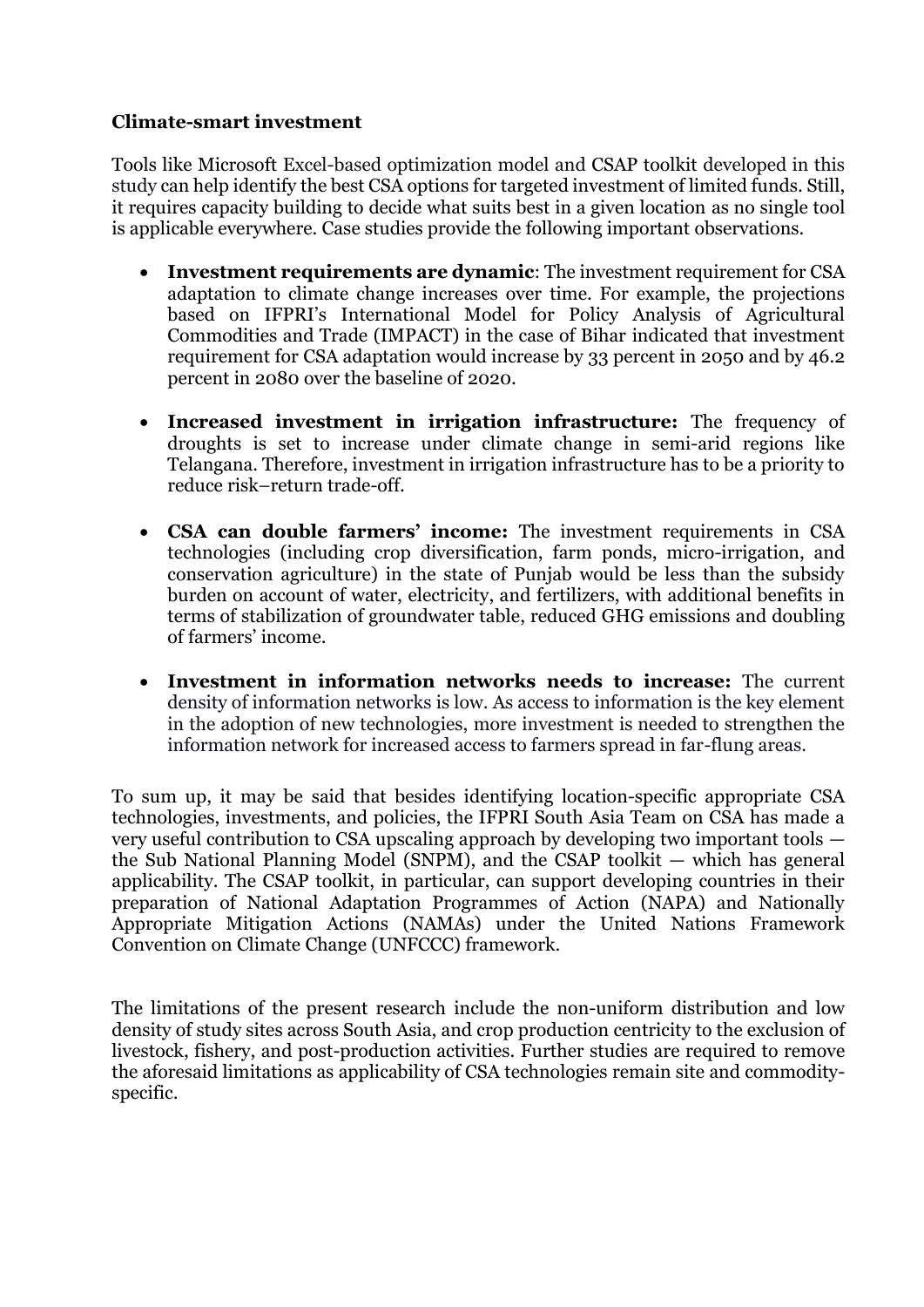**Climate-smart investment**

Tools like Microsoft Excel-based optimization model and CSAP toolkit developed in this study can help identify the best CSA options for targeted investment of limited funds. Still, it requires capacity building to decide what suits best in a given location as no single tool is applicable everywhere. Case studies provide the following important observations.

- **Investment requirements are dynamic**: The investment requirement for CSA adaptation to climate change increases over time. For example, the projections based on IFPRI's International Model for Policy Analysis of Agricultural Commodities and Trade (IMPACT) in the case of Bihar indicated that investment requirement for CSA adaptation would increase by 33 percent in 2050 and by 46.2 percent in 2080 over the baseline of 2020.

- **Increased investment in irrigation infrastructure:** The frequency of droughts is set to increase under climate change in semi-arid regions like Telangana. Therefore, investment in irrigation infrastructure has to be a priority to reduce risk–return trade-off.

- **CSA can double farmers' income:** The investment requirements in CSA technologies (including crop diversification, farm ponds, micro-irrigation, and conservation agriculture) in the state of Punjab would be less than the subsidy burden on account of water, electricity, and fertilizers, with additional benefits in terms of stabilization of groundwater table, reduced GHG emissions and doubling of farmers' income.

- **Investment in information networks needs to increase:** The current density of information networks is low. As access to information is the key element in the adoption of new technologies, more investment is needed to strengthen the information network for increased access to farmers spread in far-flung areas.

To sum up, it may be said that besides identifying location-specific appropriate CSA technologies, investments, and policies, the IFPRI South Asia Team on CSA has made a very useful contribution to CSA upscaling approach by developing two important tools — the Sub National Planning Model (SNPM), and the CSAP toolkit — which has general applicability. The CSAP toolkit, in particular, can support developing countries in their preparation of National Adaptation Programmes of Action (NAPA) and Nationally Appropriate Mitigation Actions (NAMAs) under the United Nations Framework Convention on Climate Change (UNFCCC) framework.

The limitations of the present research include the non-uniform distribution and low density of study sites across South Asia, and crop production centricity to the exclusion of livestock, fishery, and post-production activities. Further studies are required to remove the aforesaid limitations as applicability of CSA technologies remain site and commodity-specific.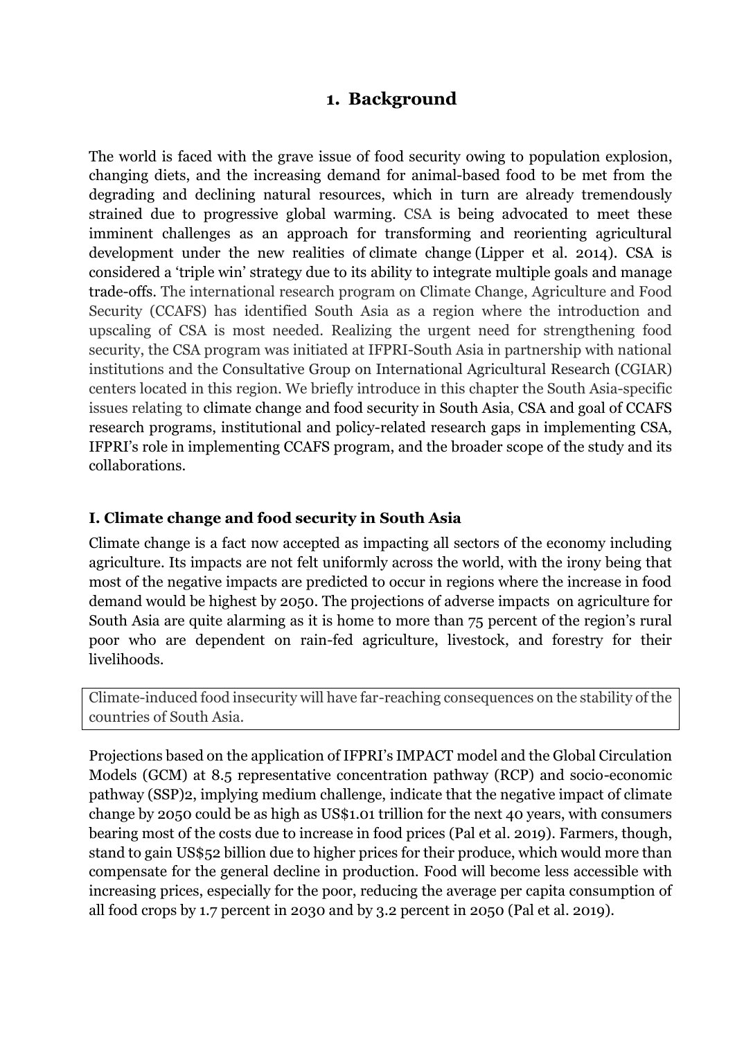# 1. Background

The world is faced with the grave issue of food security owing to population explosion, changing diets, and the increasing demand for animal-based food to be met from the degrading and declining natural resources, which in turn are already tremendously strained due to progressive global warming. CSA is being advocated to meet these imminent challenges as an approach for transforming and reorienting agricultural development under the new realities of climate change (Lipper et al. 2014). CSA is considered a 'triple win' strategy due to its ability to integrate multiple goals and manage trade-offs. The international research program on Climate Change, Agriculture and Food Security (CCAFS) has identified South Asia as a region where the introduction and upscaling of CSA is most needed. Realizing the urgent need for strengthening food security, the CSA program was initiated at IFPRI-South Asia in partnership with national institutions and the Consultative Group on International Agricultural Research (CGIAR) centers located in this region. We briefly introduce in this chapter the South Asia-specific issues relating to climate change and food security in South Asia, CSA and goal of CCAFS research programs, institutional and policy-related research gaps in implementing CSA, IFPRI's role in implementing CCAFS program, and the broader scope of the study and its collaborations.

### I. Climate change and food security in South Asia

Climate change is a fact now accepted as impacting all sectors of the economy including agriculture. Its impacts are not felt uniformly across the world, with the irony being that most of the negative impacts are predicted to occur in regions where the increase in food demand would be highest by 2050. The projections of adverse impacts on agriculture for South Asia are quite alarming as it is home to more than 75 percent of the region's rural poor who are dependent on rain-fed agriculture, livestock, and forestry for their livelihoods.

> Climate-induced food insecurity will have far-reaching consequences on the stability of the countries of South Asia.

Projections based on the application of IFPRI's IMPACT model and the Global Circulation Models (GCM) at 8.5 representative concentration pathway (RCP) and socio-economic pathway (SSP)2, implying medium challenge, indicate that the negative impact of climate change by 2050 could be as high as US$1.01 trillion for the next 40 years, with consumers bearing most of the costs due to increase in food prices (Pal et al. 2019). Farmers, though, stand to gain US$52 billion due to higher prices for their produce, which would more than compensate for the general decline in production. Food will become less accessible with increasing prices, especially for the poor, reducing the average per capita consumption of all food crops by 1.7 percent in 2030 and by 3.2 percent in 2050 (Pal et al. 2019).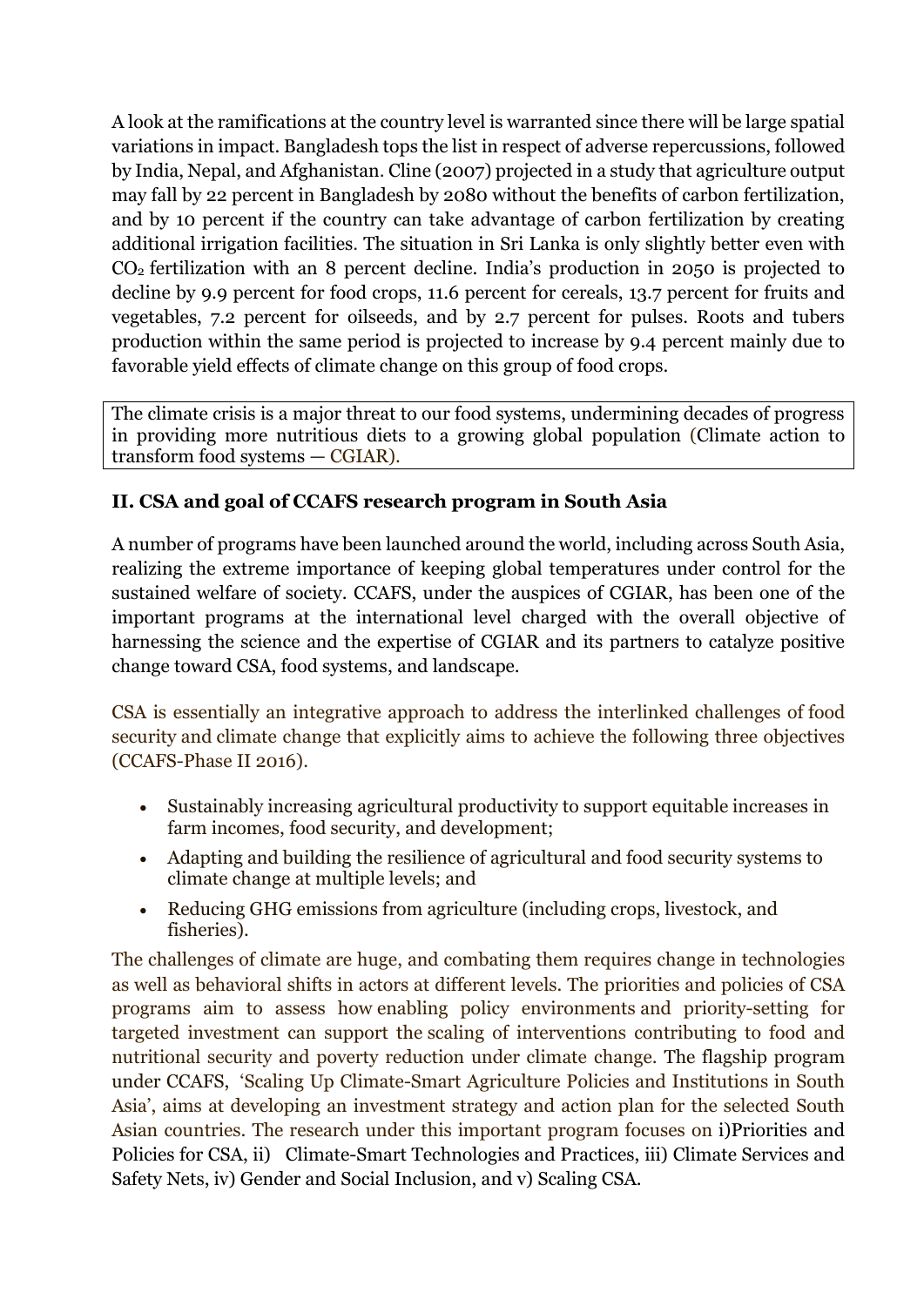A look at the ramifications at the country level is warranted since there will be large spatial variations in impact. Bangladesh tops the list in respect of adverse repercussions, followed by India, Nepal, and Afghanistan. Cline (2007) projected in a study that agriculture output may fall by 22 percent in Bangladesh by 2080 without the benefits of carbon fertilization, and by 10 percent if the country can take advantage of carbon fertilization by creating additional irrigation facilities. The situation in Sri Lanka is only slightly better even with $CO_2$ fertilization with an 8 percent decline. India's production in 2050 is projected to decline by 9.9 percent for food crops, 11.6 percent for cereals, 13.7 percent for fruits and vegetables, 7.2 percent for oilseeds, and by 2.7 percent for pulses. Roots and tubers production within the same period is projected to increase by 9.4 percent mainly due to favorable yield effects of climate change on this group of food crops.

> The climate crisis is a major threat to our food systems, undermining decades of progress in providing more nutritious diets to a growing global population (Climate action to transform food systems — CGIAR).

## II. CSA and goal of CCAFS research program in South Asia

A number of programs have been launched around the world, including across South Asia, realizing the extreme importance of keeping global temperatures under control for the sustained welfare of society. CCAFS, under the auspices of CGIAR, has been one of the important programs at the international level charged with the overall objective of harnessing the science and the expertise of CGIAR and its partners to catalyze positive change toward CSA, food systems, and landscape.

CSA is essentially an integrative approach to address the interlinked challenges of food security and climate change that explicitly aims to achieve the following three objectives (CCAFS-Phase II 2016).

- Sustainably increasing agricultural productivity to support equitable increases in farm incomes, food security, and development;
- Adapting and building the resilience of agricultural and food security systems to climate change at multiple levels; and
- Reducing GHG emissions from agriculture (including crops, livestock, and fisheries).

The challenges of climate are huge, and combating them requires change in technologies as well as behavioral shifts in actors at different levels. The priorities and policies of CSA programs aim to assess how enabling policy environments and priority-setting for targeted investment can support the scaling of interventions contributing to food and nutritional security and poverty reduction under climate change. The flagship program under CCAFS, 'Scaling Up Climate-Smart Agriculture Policies and Institutions in South Asia', aims at developing an investment strategy and action plan for the selected South Asian countries. The research under this important program focuses on i) Priorities and Policies for CSA, ii) Climate-Smart Technologies and Practices, iii) Climate Services and Safety Nets, iv) Gender and Social Inclusion, and v) Scaling CSA.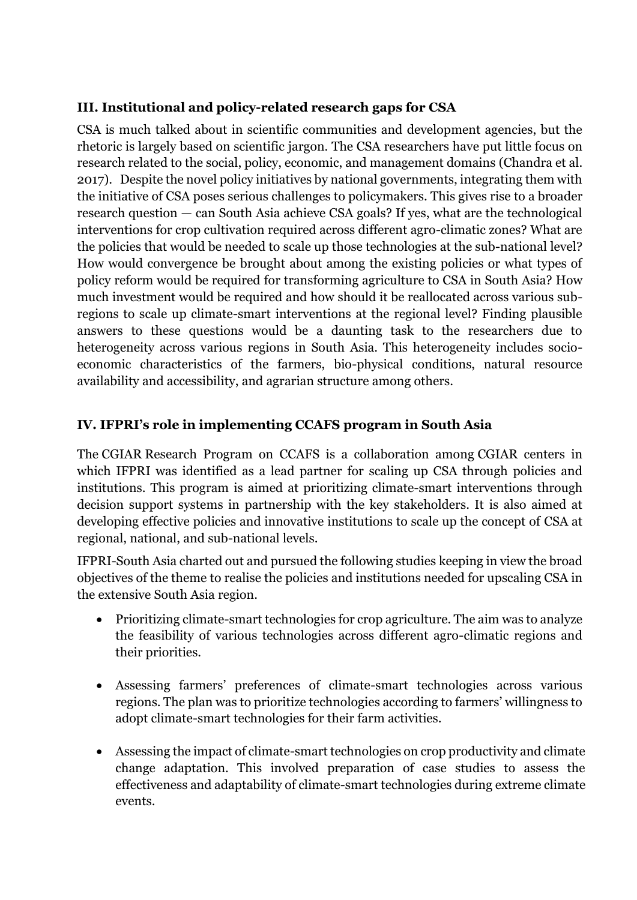## III. Institutional and policy-related research gaps for CSA

CSA is much talked about in scientific communities and development agencies, but the rhetoric is largely based on scientific jargon. The CSA researchers have put little focus on research related to the social, policy, economic, and management domains (Chandra et al. 2017). Despite the novel policy initiatives by national governments, integrating them with the initiative of CSA poses serious challenges to policymakers. This gives rise to a broader research question — can South Asia achieve CSA goals? If yes, what are the technological interventions for crop cultivation required across different agro-climatic zones? What are the policies that would be needed to scale up those technologies at the sub-national level? How would convergence be brought about among the existing policies or what types of policy reform would be required for transforming agriculture to CSA in South Asia? How much investment would be required and how should it be reallocated across various sub-regions to scale up climate-smart interventions at the regional level? Finding plausible answers to these questions would be a daunting task to the researchers due to heterogeneity across various regions in South Asia. This heterogeneity includes socio-economic characteristics of the farmers, bio-physical conditions, natural resource availability and accessibility, and agrarian structure among others.

## IV. IFPRI's role in implementing CCAFS program in South Asia

The CGIAR Research Program on CCAFS is a collaboration among CGIAR centers in which IFPRI was identified as a lead partner for scaling up CSA through policies and institutions. This program is aimed at prioritizing climate-smart interventions through decision support systems in partnership with the key stakeholders. It is also aimed at developing effective policies and innovative institutions to scale up the concept of CSA at regional, national, and sub-national levels.

IFPRI-South Asia charted out and pursued the following studies keeping in view the broad objectives of the theme to realise the policies and institutions needed for upscaling CSA in the extensive South Asia region.

- Prioritizing climate-smart technologies for crop agriculture. The aim was to analyze the feasibility of various technologies across different agro-climatic regions and their priorities.
- Assessing farmers' preferences of climate-smart technologies across various regions. The plan was to prioritize technologies according to farmers' willingness to adopt climate-smart technologies for their farm activities.
- Assessing the impact of climate-smart technologies on crop productivity and climate change adaptation. This involved preparation of case studies to assess the effectiveness and adaptability of climate-smart technologies during extreme climate events.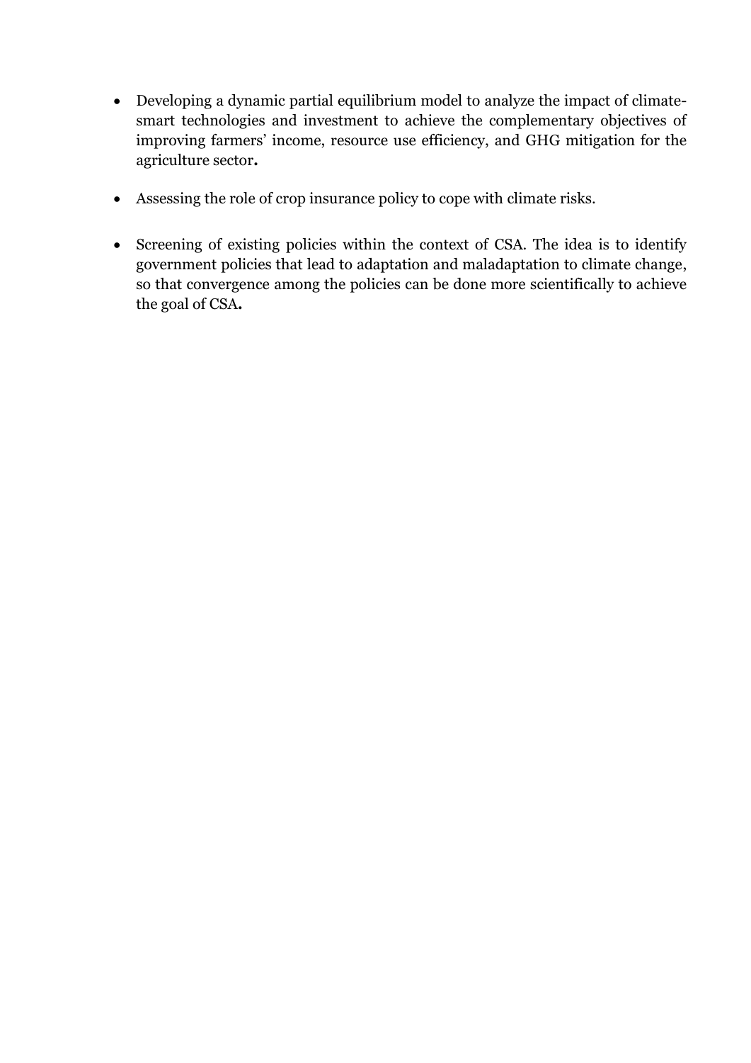- Developing a dynamic partial equilibrium model to analyze the impact of climate-smart technologies and investment to achieve the complementary objectives of improving farmers' income, resource use efficiency, and GHG mitigation for the agriculture sector**.**

- Assessing the role of crop insurance policy to cope with climate risks.

- Screening of existing policies within the context of CSA. The idea is to identify government policies that lead to adaptation and maladaptation to climate change, so that convergence among the policies can be done more scientifically to achieve the goal of CSA**.**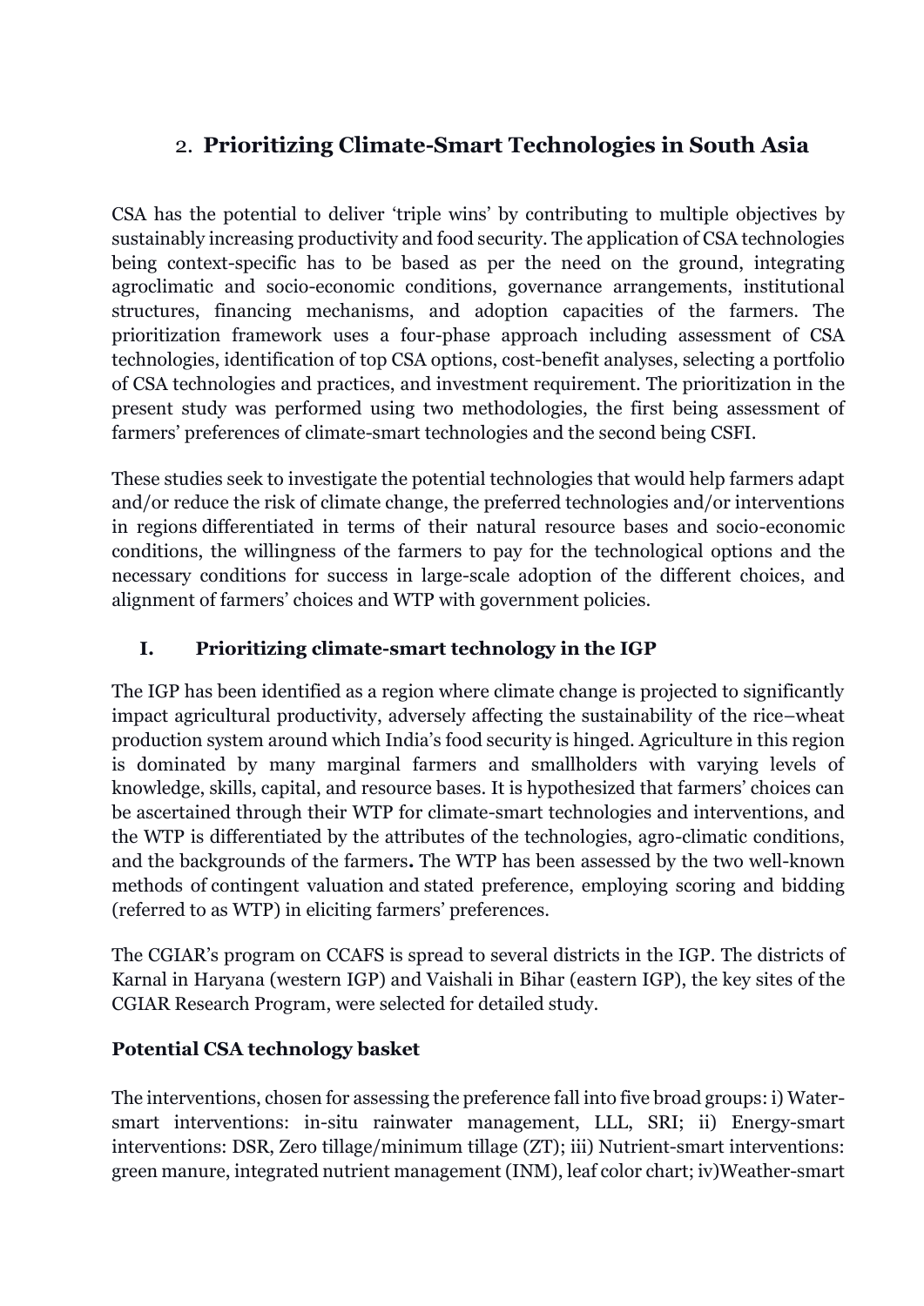## 2. Prioritizing Climate-Smart Technologies in South Asia

CSA has the potential to deliver 'triple wins' by contributing to multiple objectives by sustainably increasing productivity and food security. The application of CSA technologies being context-specific has to be based as per the need on the ground, integrating agroclimatic and socio-economic conditions, governance arrangements, institutional structures, financing mechanisms, and adoption capacities of the farmers. The prioritization framework uses a four-phase approach including assessment of CSA technologies, identification of top CSA options, cost-benefit analyses, selecting a portfolio of CSA technologies and practices, and investment requirement. The prioritization in the present study was performed using two methodologies, the first being assessment of farmers' preferences of climate-smart technologies and the second being CSFI.

These studies seek to investigate the potential technologies that would help farmers adapt and/or reduce the risk of climate change, the preferred technologies and/or interventions in regions differentiated in terms of their natural resource bases and socio-economic conditions, the willingness of the farmers to pay for the technological options and the necessary conditions for success in large-scale adoption of the different choices, and alignment of farmers' choices and WTP with government policies.

### I. Prioritizing climate-smart technology in the IGP

The IGP has been identified as a region where climate change is projected to significantly impact agricultural productivity, adversely affecting the sustainability of the rice–wheat production system around which India's food security is hinged. Agriculture in this region is dominated by many marginal farmers and smallholders with varying levels of knowledge, skills, capital, and resource bases. It is hypothesized that farmers' choices can be ascertained through their WTP for climate-smart technologies and interventions, and the WTP is differentiated by the attributes of the technologies, agro-climatic conditions, and the backgrounds of the farmers**.** The WTP has been assessed by the two well-known methods of contingent valuation and stated preference, employing scoring and bidding (referred to as WTP) in eliciting farmers' preferences.

The CGIAR's program on CCAFS is spread to several districts in the IGP. The districts of Karnal in Haryana (western IGP) and Vaishali in Bihar (eastern IGP), the key sites of the CGIAR Research Program, were selected for detailed study.

**Potential CSA technology basket**

The interventions, chosen for assessing the preference fall into five broad groups: i) Water-smart interventions: in-situ rainwater management, LLL, SRI; ii) Energy-smart interventions: DSR, Zero tillage/minimum tillage (ZT); iii) Nutrient-smart interventions: green manure, integrated nutrient management (INM), leaf color chart; iv)Weather-smart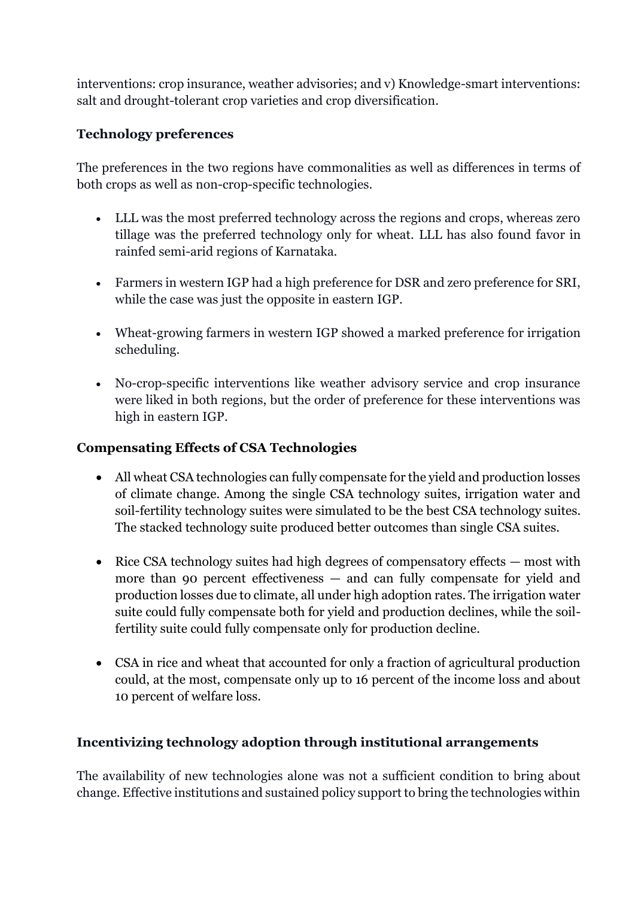interventions: crop insurance, weather advisories; and v) Knowledge-smart interventions: salt and drought-tolerant crop varieties and crop diversification.

### Technology preferences

The preferences in the two regions have commonalities as well as differences in terms of both crops as well as non-crop-specific technologies.

- LLL was the most preferred technology across the regions and crops, whereas zero tillage was the preferred technology only for wheat. LLL has also found favor in rainfed semi-arid regions of Karnataka.
- Farmers in western IGP had a high preference for DSR and zero preference for SRI, while the case was just the opposite in eastern IGP.
- Wheat-growing farmers in western IGP showed a marked preference for irrigation scheduling.
- No-crop-specific interventions like weather advisory service and crop insurance were liked in both regions, but the order of preference for these interventions was high in eastern IGP.

### Compensating Effects of CSA Technologies

- All wheat CSA technologies can fully compensate for the yield and production losses of climate change. Among the single CSA technology suites, irrigation water and soil-fertility technology suites were simulated to be the best CSA technology suites. The stacked technology suite produced better outcomes than single CSA suites.
- Rice CSA technology suites had high degrees of compensatory effects — most with more than 90 percent effectiveness — and can fully compensate for yield and production losses due to climate, all under high adoption rates. The irrigation water suite could fully compensate both for yield and production declines, while the soil-fertility suite could fully compensate only for production decline.
- CSA in rice and wheat that accounted for only a fraction of agricultural production could, at the most, compensate only up to 16 percent of the income loss and about 10 percent of welfare loss.

### Incentivizing technology adoption through institutional arrangements

The availability of new technologies alone was not a sufficient condition to bring about change. Effective institutions and sustained policy support to bring the technologies within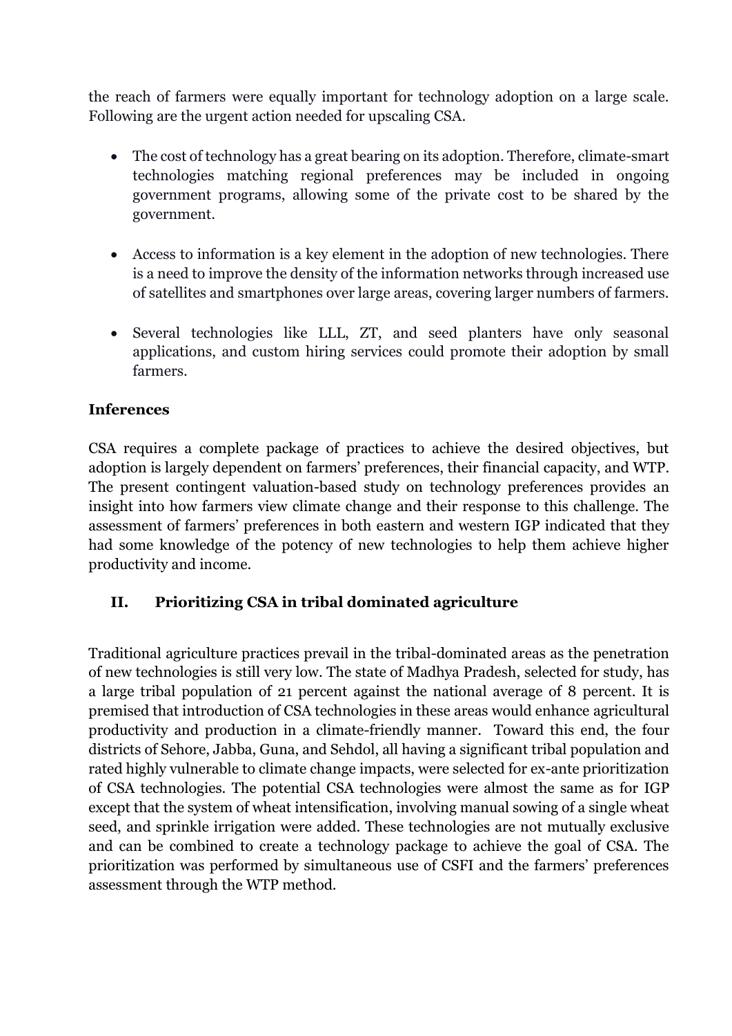the reach of farmers were equally important for technology adoption on a large scale. Following are the urgent action needed for upscaling CSA.

- The cost of technology has a great bearing on its adoption. Therefore, climate-smart technologies matching regional preferences may be included in ongoing government programs, allowing some of the private cost to be shared by the government.

- Access to information is a key element in the adoption of new technologies. There is a need to improve the density of the information networks through increased use of satellites and smartphones over large areas, covering larger numbers of farmers.

- Several technologies like LLL, ZT, and seed planters have only seasonal applications, and custom hiring services could promote their adoption by small farmers.

**Inferences**

CSA requires a complete package of practices to achieve the desired objectives, but adoption is largely dependent on farmers' preferences, their financial capacity, and WTP. The present contingent valuation-based study on technology preferences provides an insight into how farmers view climate change and their response to this challenge. The assessment of farmers' preferences in both eastern and western IGP indicated that they had some knowledge of the potency of new technologies to help them achieve higher productivity and income.

## II. Prioritizing CSA in tribal dominated agriculture

Traditional agriculture practices prevail in the tribal-dominated areas as the penetration of new technologies is still very low. The state of Madhya Pradesh, selected for study, has a large tribal population of 21 percent against the national average of 8 percent. It is premised that introduction of CSA technologies in these areas would enhance agricultural productivity and production in a climate-friendly manner. Toward this end, the four districts of Sehore, Jabba, Guna, and Sehdol, all having a significant tribal population and rated highly vulnerable to climate change impacts, were selected for ex-ante prioritization of CSA technologies. The potential CSA technologies were almost the same as for IGP except that the system of wheat intensification, involving manual sowing of a single wheat seed, and sprinkle irrigation were added. These technologies are not mutually exclusive and can be combined to create a technology package to achieve the goal of CSA. The prioritization was performed by simultaneous use of CSFI and the farmers' preferences assessment through the WTP method.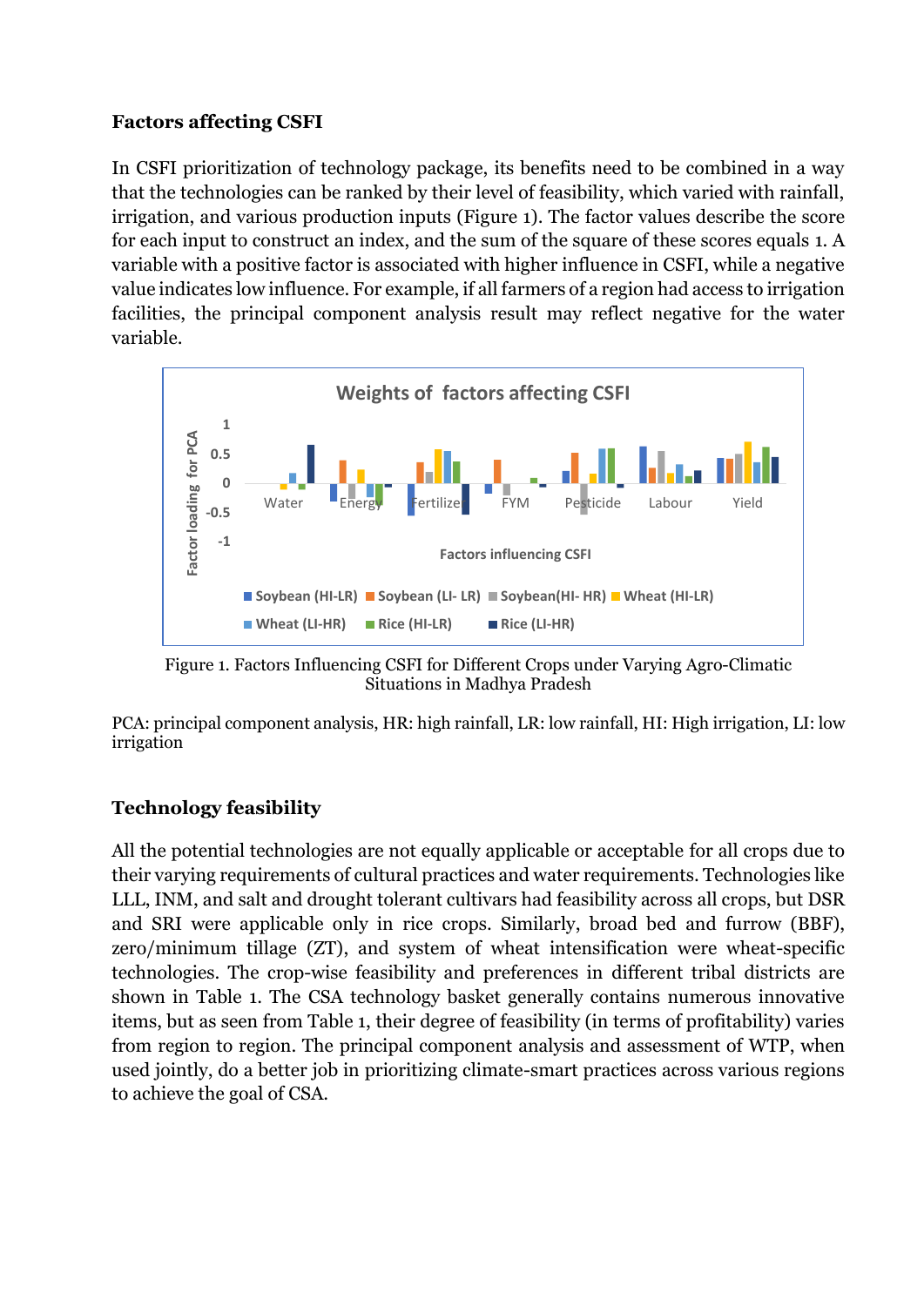### Factors affecting CSFI

In CSFI prioritization of technology package, its benefits need to be combined in a way that the technologies can be ranked by their level of feasibility, which varied with rainfall, irrigation, and various production inputs (Figure 1). The factor values describe the score for each input to construct an index, and the sum of the square of these scores equals 1. A variable with a positive factor is associated with higher influence in CSFI, while a negative value indicates low influence. For example, if all farmers of a region had access to irrigation facilities, the principal component analysis result may reflect negative for the water variable.

Figure 1. Factors Influencing CSFI for Different Crops under Varying Agro-Climatic Situations in Madhya Pradesh

PCA: principal component analysis, HR: high rainfall, LR: low rainfall, HI: High irrigation, LI: low irrigation

### Technology feasibility

All the potential technologies are not equally applicable or acceptable for all crops due to their varying requirements of cultural practices and water requirements. Technologies like LLL, INM, and salt and drought tolerant cultivars had feasibility across all crops, but DSR and SRI were applicable only in rice crops. Similarly, broad bed and furrow (BBF), zero/minimum tillage (ZT), and system of wheat intensification were wheat-specific technologies. The crop-wise feasibility and preferences in different tribal districts are shown in Table 1. The CSA technology basket generally contains numerous innovative items, but as seen from Table 1, their degree of feasibility (in terms of profitability) varies from region to region. The principal component analysis and assessment of WTP, when used jointly, do a better job in prioritizing climate-smart practices across various regions to achieve the goal of CSA.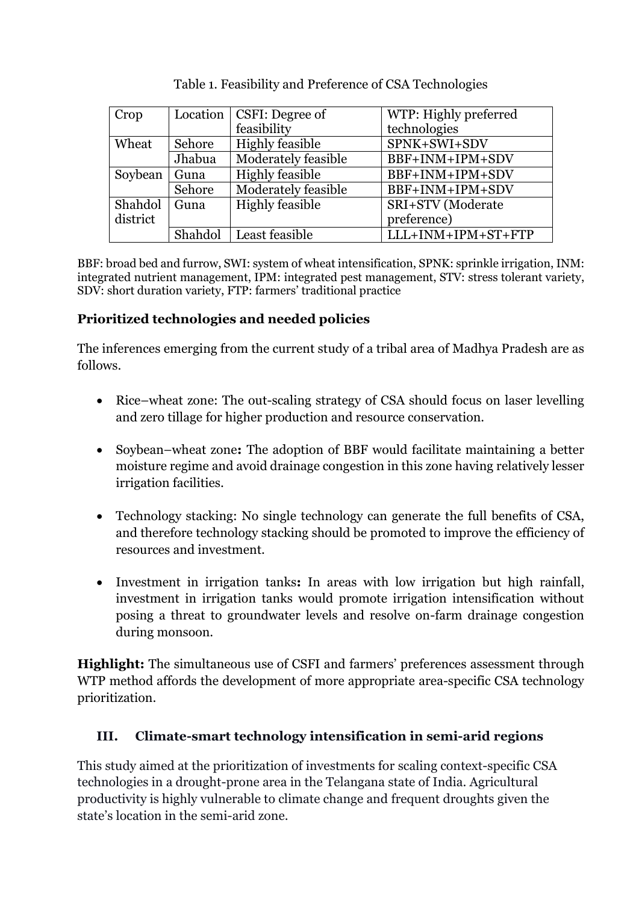Table 1. Feasibility and Preference of CSA Technologies

| Crop | Location | CSFI: Degree of feasibility | WTP: Highly preferred technologies |
|---|---|---|---|
| Wheat | Sehore | Highly feasible | SPNK+SWI+SDV |
| | Jhabua | Moderately feasible | BBF+INM+IPM+SDV |
| Soybean | Guna | Highly feasible | BBF+INM+IPM+SDV |
| | Sehore | Moderately feasible | BBF+INM+IPM+SDV |
| Shahdol district | Guna | Highly feasible | SRI+STV (Moderate preference) |
| | Shahdol | Least feasible | LLL+INM+IPM+ST+FTP |

BBF: broad bed and furrow, SWI: system of wheat intensification, SPNK: sprinkle irrigation, INM: integrated nutrient management, IPM: integrated pest management, STV: stress tolerant variety, SDV: short duration variety, FTP: farmers' traditional practice

**Prioritized technologies and needed policies**

The inferences emerging from the current study of a tribal area of Madhya Pradesh are as follows.

- Rice–wheat zone: The out-scaling strategy of CSA should focus on laser levelling and zero tillage for higher production and resource conservation.
- Soybean–wheat zone**:** The adoption of BBF would facilitate maintaining a better moisture regime and avoid drainage congestion in this zone having relatively lesser irrigation facilities.
- Technology stacking: No single technology can generate the full benefits of CSA, and therefore technology stacking should be promoted to improve the efficiency of resources and investment.
- Investment in irrigation tanks**:** In areas with low irrigation but high rainfall, investment in irrigation tanks would promote irrigation intensification without posing a threat to groundwater levels and resolve on-farm drainage congestion during monsoon.

**Highlight:** The simultaneous use of CSFI and farmers' preferences assessment through WTP method affords the development of more appropriate area-specific CSA technology prioritization.

## III. Climate-smart technology intensification in semi-arid regions

This study aimed at the prioritization of investments for scaling context-specific CSA technologies in a drought-prone area in the Telangana state of India. Agricultural productivity is highly vulnerable to climate change and frequent droughts given the state's location in the semi-arid zone.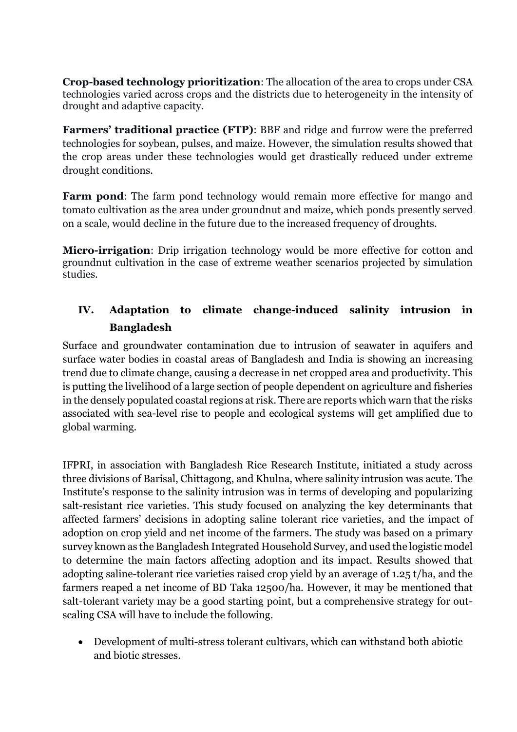**Crop-based technology prioritization**: The allocation of the area to crops under CSA technologies varied across crops and the districts due to heterogeneity in the intensity of drought and adaptive capacity.

**Farmers' traditional practice (FTP)**: BBF and ridge and furrow were the preferred technologies for soybean, pulses, and maize. However, the simulation results showed that the crop areas under these technologies would get drastically reduced under extreme drought conditions.

**Farm pond**: The farm pond technology would remain more effective for mango and tomato cultivation as the area under groundnut and maize, which ponds presently served on a scale, would decline in the future due to the increased frequency of droughts.

**Micro-irrigation**: Drip irrigation technology would be more effective for cotton and groundnut cultivation in the case of extreme weather scenarios projected by simulation studies.

## IV. Adaptation to climate change-induced salinity intrusion in Bangladesh

Surface and groundwater contamination due to intrusion of seawater in aquifers and surface water bodies in coastal areas of Bangladesh and India is showing an increasing trend due to climate change, causing a decrease in net cropped area and productivity. This is putting the livelihood of a large section of people dependent on agriculture and fisheries in the densely populated coastal regions at risk. There are reports which warn that the risks associated with sea-level rise to people and ecological systems will get amplified due to global warming.

IFPRI, in association with Bangladesh Rice Research Institute, initiated a study across three divisions of Barisal, Chittagong, and Khulna, where salinity intrusion was acute. The Institute's response to the salinity intrusion was in terms of developing and popularizing salt-resistant rice varieties. This study focused on analyzing the key determinants that affected farmers' decisions in adopting saline tolerant rice varieties, and the impact of adoption on crop yield and net income of the farmers. The study was based on a primary survey known as the Bangladesh Integrated Household Survey, and used the logistic model to determine the main factors affecting adoption and its impact. Results showed that adopting saline-tolerant rice varieties raised crop yield by an average of 1.25 t/ha, and the farmers reaped a net income of BD Taka 12500/ha. However, it may be mentioned that salt-tolerant variety may be a good starting point, but a comprehensive strategy for out-scaling CSA will have to include the following.

- Development of multi-stress tolerant cultivars, which can withstand both abiotic and biotic stresses.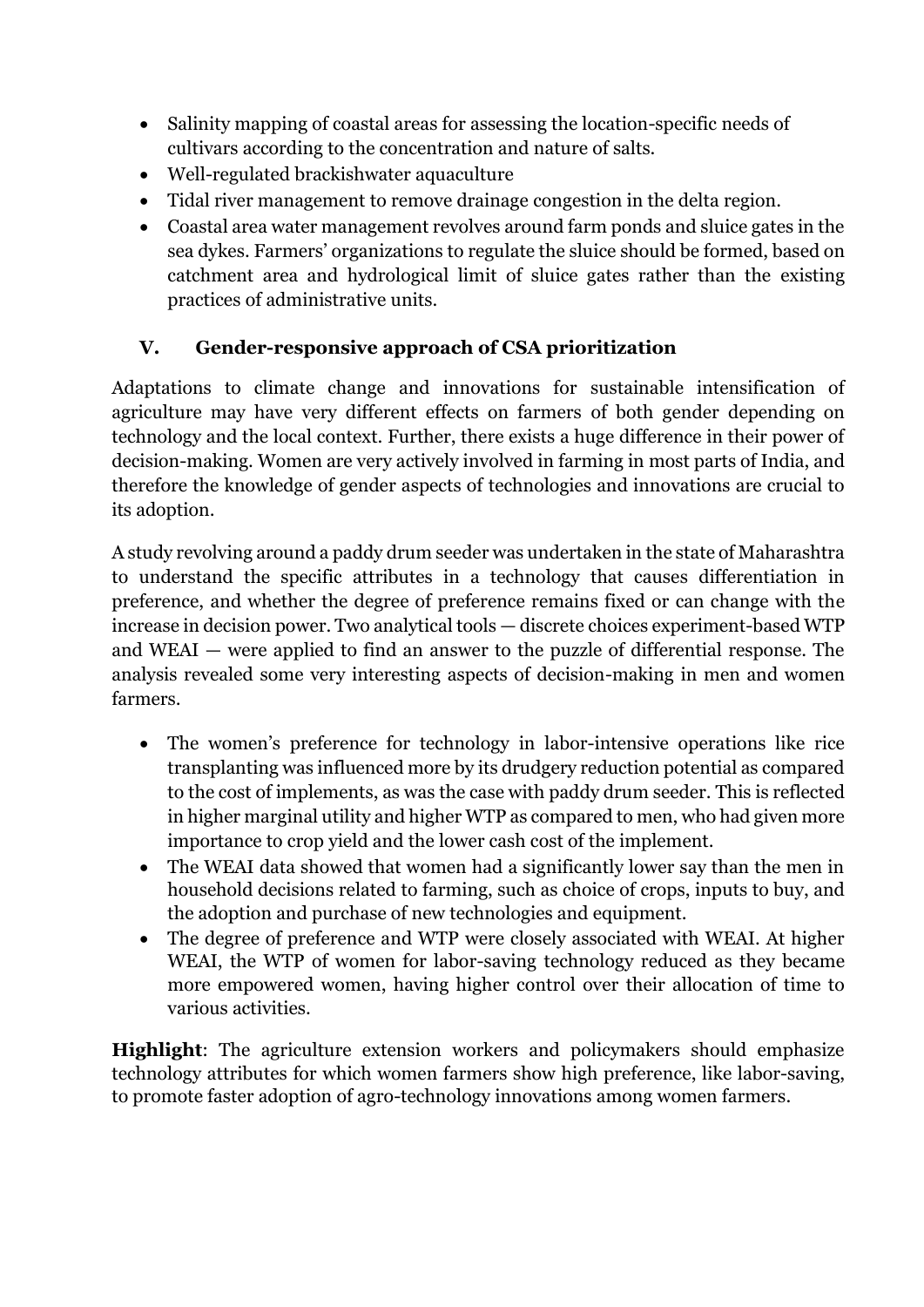- Salinity mapping of coastal areas for assessing the location-specific needs of cultivars according to the concentration and nature of salts.
- Well-regulated brackishwater aquaculture
- Tidal river management to remove drainage congestion in the delta region.
- Coastal area water management revolves around farm ponds and sluice gates in the sea dykes. Farmers' organizations to regulate the sluice should be formed, based on catchment area and hydrological limit of sluice gates rather than the existing practices of administrative units.

## V. Gender-responsive approach of CSA prioritization

Adaptations to climate change and innovations for sustainable intensification of agriculture may have very different effects on farmers of both gender depending on technology and the local context. Further, there exists a huge difference in their power of decision-making. Women are very actively involved in farming in most parts of India, and therefore the knowledge of gender aspects of technologies and innovations are crucial to its adoption.

A study revolving around a paddy drum seeder was undertaken in the state of Maharashtra to understand the specific attributes in a technology that causes differentiation in preference, and whether the degree of preference remains fixed or can change with the increase in decision power. Two analytical tools — discrete choices experiment-based WTP and WEAI — were applied to find an answer to the puzzle of differential response. The analysis revealed some very interesting aspects of decision-making in men and women farmers.

- The women's preference for technology in labor-intensive operations like rice transplanting was influenced more by its drudgery reduction potential as compared to the cost of implements, as was the case with paddy drum seeder. This is reflected in higher marginal utility and higher WTP as compared to men, who had given more importance to crop yield and the lower cash cost of the implement.
- The WEAI data showed that women had a significantly lower say than the men in household decisions related to farming, such as choice of crops, inputs to buy, and the adoption and purchase of new technologies and equipment.
- The degree of preference and WTP were closely associated with WEAI. At higher WEAI, the WTP of women for labor-saving technology reduced as they became more empowered women, having higher control over their allocation of time to various activities.

**Highlight**: The agriculture extension workers and policymakers should emphasize technology attributes for which women farmers show high preference, like labor-saving, to promote faster adoption of agro-technology innovations among women farmers.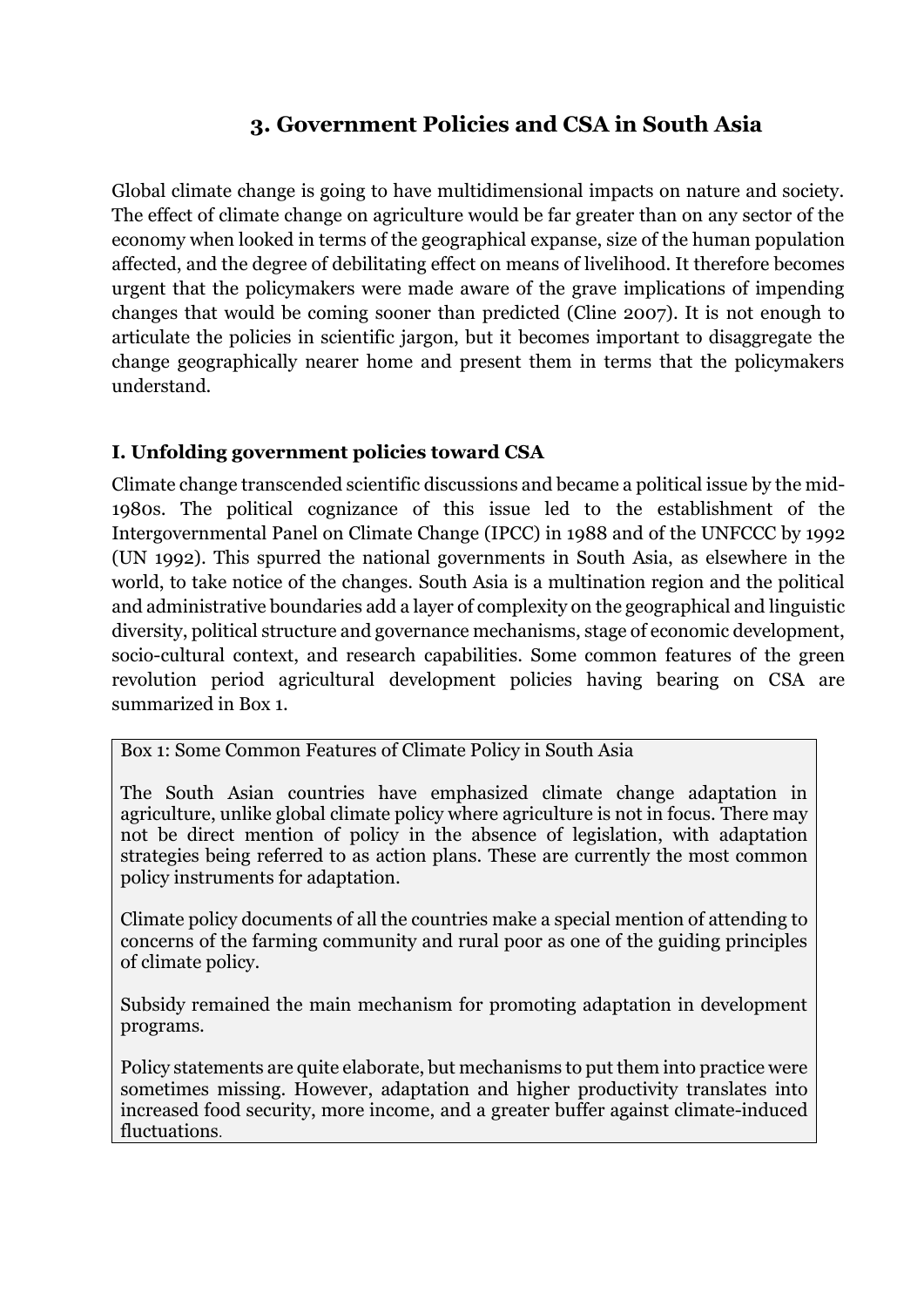## 3. Government Policies and CSA in South Asia

Global climate change is going to have multidimensional impacts on nature and society. The effect of climate change on agriculture would be far greater than on any sector of the economy when looked in terms of the geographical expanse, size of the human population affected, and the degree of debilitating effect on means of livelihood. It therefore becomes urgent that the policymakers were made aware of the grave implications of impending changes that would be coming sooner than predicted (Cline 2007). It is not enough to articulate the policies in scientific jargon, but it becomes important to disaggregate the change geographically nearer home and present them in terms that the policymakers understand.

### I. Unfolding government policies toward CSA

Climate change transcended scientific discussions and became a political issue by the mid-1980s. The political cognizance of this issue led to the establishment of the Intergovernmental Panel on Climate Change (IPCC) in 1988 and of the UNFCCC by 1992 (UN 1992). This spurred the national governments in South Asia, as elsewhere in the world, to take notice of the changes. South Asia is a multination region and the political and administrative boundaries add a layer of complexity on the geographical and linguistic diversity, political structure and governance mechanisms, stage of economic development, socio-cultural context, and research capabilities. Some common features of the green revolution period agricultural development policies having bearing on CSA are summarized in Box 1.

> Box 1: Some Common Features of Climate Policy in South Asia
>
> The South Asian countries have emphasized climate change adaptation in agriculture, unlike global climate policy where agriculture is not in focus. There may not be direct mention of policy in the absence of legislation, with adaptation strategies being referred to as action plans. These are currently the most common policy instruments for adaptation.
>
> Climate policy documents of all the countries make a special mention of attending to concerns of the farming community and rural poor as one of the guiding principles of climate policy.
>
> Subsidy remained the main mechanism for promoting adaptation in development programs.
>
> Policy statements are quite elaborate, but mechanisms to put them into practice were sometimes missing. However, adaptation and higher productivity translates into increased food security, more income, and a greater buffer against climate-induced fluctuations.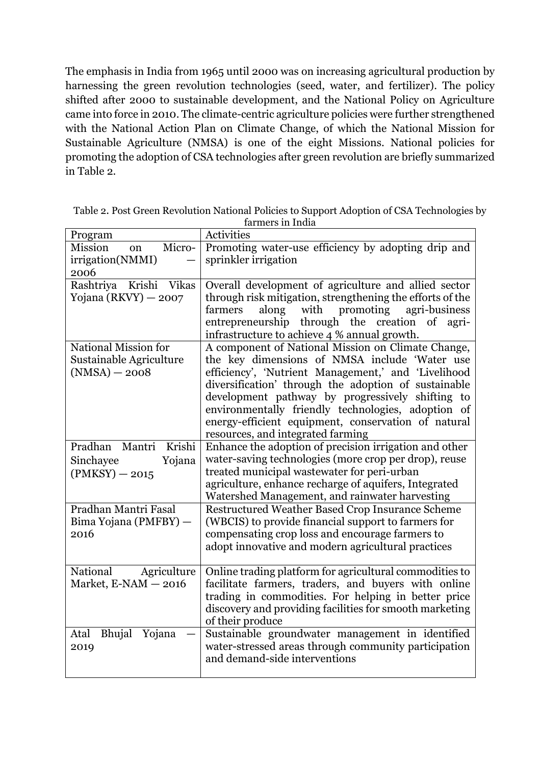The emphasis in India from 1965 until 2000 was on increasing agricultural production by harnessing the green revolution technologies (seed, water, and fertilizer). The policy shifted after 2000 to sustainable development, and the National Policy on Agriculture came into force in 2010. The climate-centric agriculture policies were further strengthened with the National Action Plan on Climate Change, of which the National Mission for Sustainable Agriculture (NMSA) is one of the eight Missions. National policies for promoting the adoption of CSA technologies after green revolution are briefly summarized in Table 2.

Table 2. Post Green Revolution National Policies to Support Adoption of CSA Technologies by farmers in India

| Program | Activities |
|---|---|
| Mission on Micro-irrigation(NMMI) — 2006 | Promoting water-use efficiency by adopting drip and sprinkler irrigation |
| Rashtriya Krishi Vikas Yojana (RKVY) — 2007 | Overall development of agriculture and allied sector through risk mitigation, strengthening the efforts of the farmers along with promoting agri-business entrepreneurship through the creation of agri-infrastructure to achieve 4 % annual growth. |
| National Mission for Sustainable Agriculture (NMSA) — 2008 | A component of National Mission on Climate Change, the key dimensions of NMSA include 'Water use efficiency', 'Nutrient Management,' and 'Livelihood diversification' through the adoption of sustainable development pathway by progressively shifting to environmentally friendly technologies, adoption of energy-efficient equipment, conservation of natural resources, and integrated farming |
| Pradhan Mantri Krishi Sinchayee Yojana (PMKSY) — 2015 | Enhance the adoption of precision irrigation and other water-saving technologies (more crop per drop), reuse treated municipal wastewater for peri-urban agriculture, enhance recharge of aquifers, Integrated Watershed Management, and rainwater harvesting |
| Pradhan Mantri Fasal Bima Yojana (PMFBY) — 2016 | Restructured Weather Based Crop Insurance Scheme (WBCIS) to provide financial support to farmers for compensating crop loss and encourage farmers to adopt innovative and modern agricultural practices |
| National Agriculture Market, E-NAM — 2016 | Online trading platform for agricultural commodities to facilitate farmers, traders, and buyers with online trading in commodities. For helping in better price discovery and providing facilities for smooth marketing of their produce |
| Atal Bhujal Yojana — 2019 | Sustainable groundwater management in identified water-stressed areas through community participation and demand-side interventions |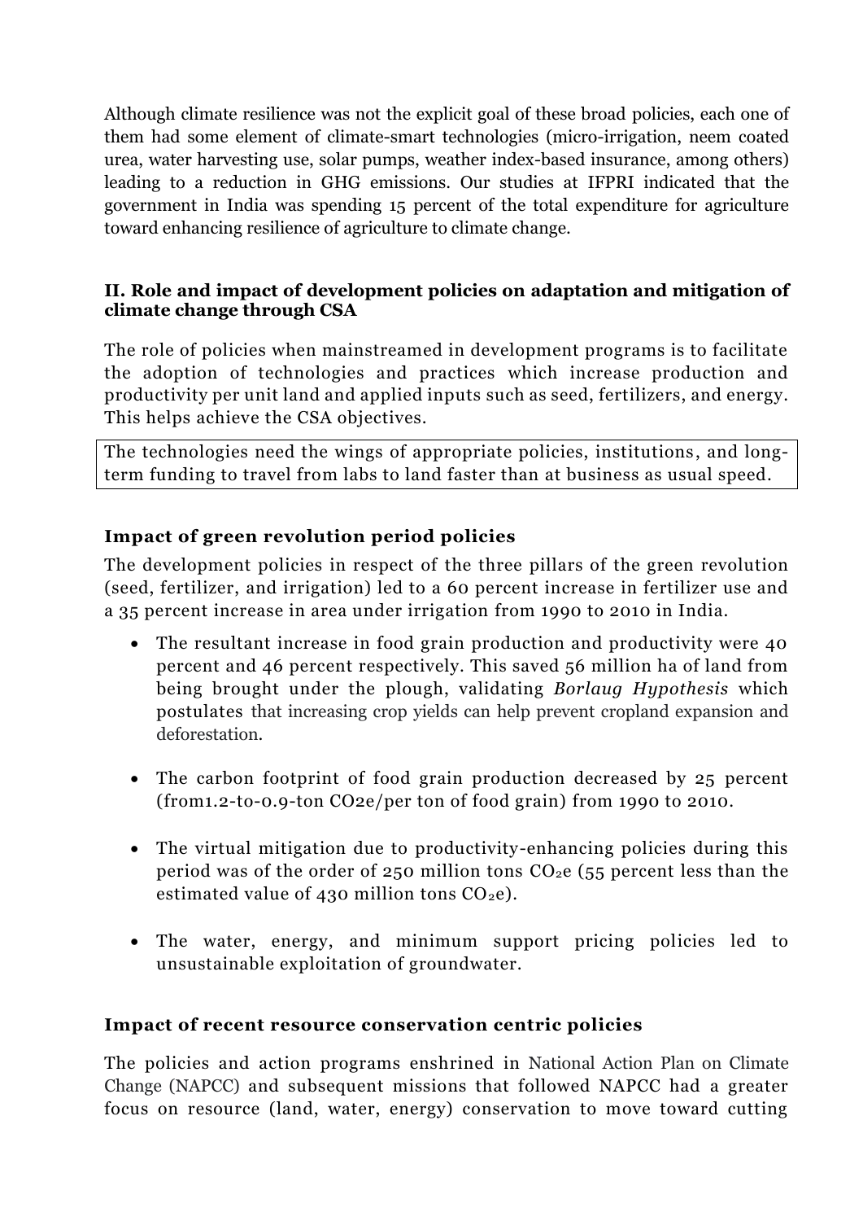Although climate resilience was not the explicit goal of these broad policies, each one of them had some element of climate-smart technologies (micro-irrigation, neem coated urea, water harvesting use, solar pumps, weather index-based insurance, among others) leading to a reduction in GHG emissions. Our studies at IFPRI indicated that the government in India was spending 15 percent of the total expenditure for agriculture toward enhancing resilience of agriculture to climate change.

### II. Role and impact of development policies on adaptation and mitigation of climate change through CSA

The role of policies when mainstreamed in development programs is to facilitate the adoption of technologies and practices which increase production and productivity per unit land and applied inputs such as seed, fertilizers, and energy. This helps achieve the CSA objectives.

> The technologies need the wings of appropriate policies, institutions, and long-term funding to travel from labs to land faster than at business as usual speed.

### Impact of green revolution period policies

The development policies in respect of the three pillars of the green revolution (seed, fertilizer, and irrigation) led to a 60 percent increase in fertilizer use and a 35 percent increase in area under irrigation from 1990 to 2010 in India.

- The resultant increase in food grain production and productivity were 40 percent and 46 percent respectively. This saved 56 million ha of land from being brought under the plough, validating *Borlaug Hypothesis* which postulates that increasing crop yields can help prevent cropland expansion and deforestation.
- The carbon footprint of food grain production decreased by 25 percent (from1.2-to-0.9-ton CO2e/per ton of food grain) from 1990 to 2010.
- The virtual mitigation due to productivity-enhancing policies during this period was of the order of 250 million tons $CO_2e$ (55 percent less than the estimated value of 430 million tons $CO_2e$).
- The water, energy, and minimum support pricing policies led to unsustainable exploitation of groundwater.

### Impact of recent resource conservation centric policies

The policies and action programs enshrined in National Action Plan on Climate Change (NAPCC) and subsequent missions that followed NAPCC had a greater focus on resource (land, water, energy) conservation to move toward cutting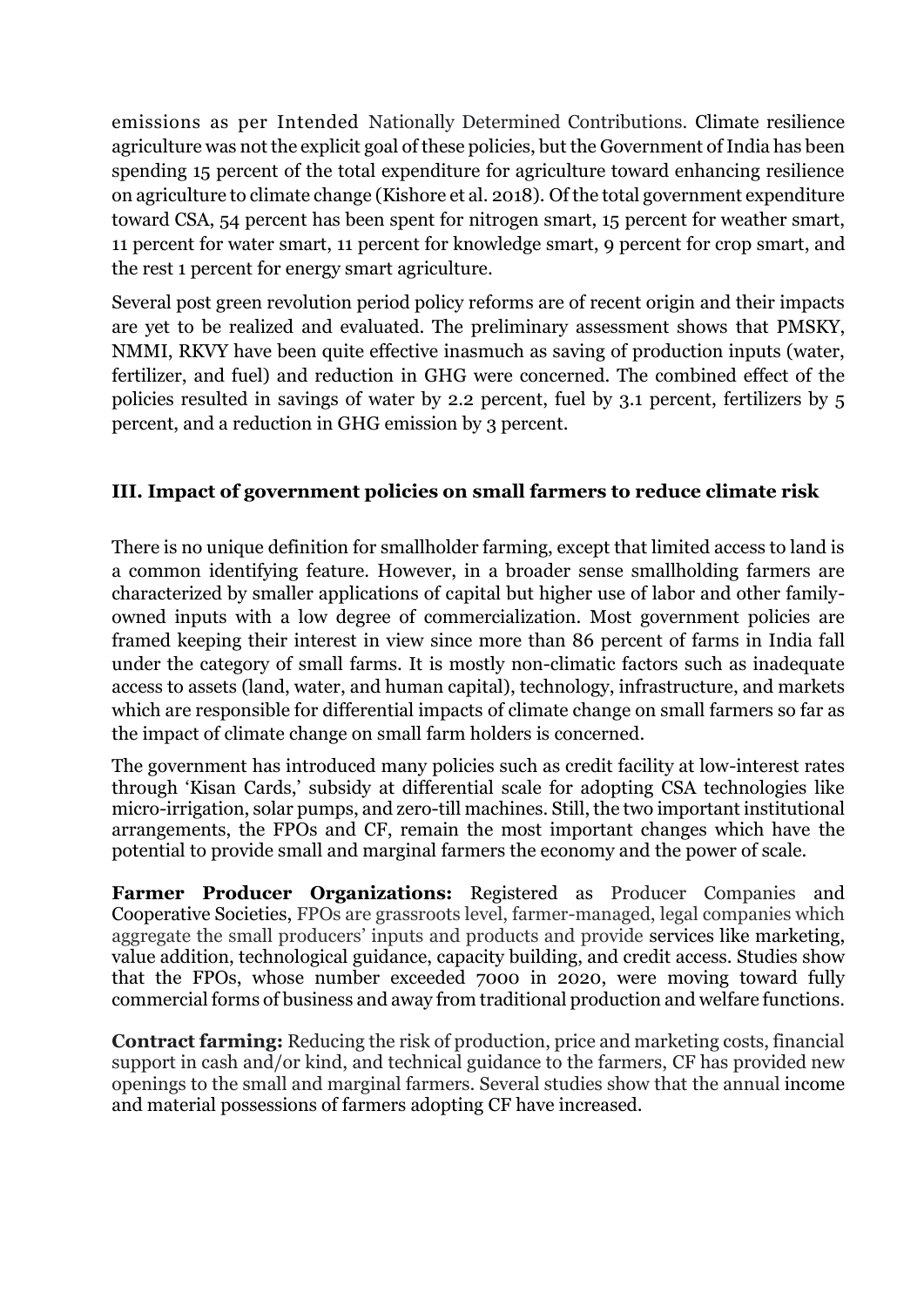emissions as per Intended Nationally Determined Contributions. Climate resilience agriculture was not the explicit goal of these policies, but the Government of India has been spending 15 percent of the total expenditure for agriculture toward enhancing resilience on agriculture to climate change (Kishore et al. 2018). Of the total government expenditure toward CSA, 54 percent has been spent for nitrogen smart, 15 percent for weather smart, 11 percent for water smart, 11 percent for knowledge smart, 9 percent for crop smart, and the rest 1 percent for energy smart agriculture.

Several post green revolution period policy reforms are of recent origin and their impacts are yet to be realized and evaluated. The preliminary assessment shows that PMSKY, NMMI, RKVY have been quite effective inasmuch as saving of production inputs (water, fertilizer, and fuel) and reduction in GHG were concerned. The combined effect of the policies resulted in savings of water by 2.2 percent, fuel by 3.1 percent, fertilizers by 5 percent, and a reduction in GHG emission by 3 percent.

## III. Impact of government policies on small farmers to reduce climate risk

There is no unique definition for smallholder farming, except that limited access to land is a common identifying feature. However, in a broader sense smallholding farmers are characterized by smaller applications of capital but higher use of labor and other family-owned inputs with a low degree of commercialization. Most government policies are framed keeping their interest in view since more than 86 percent of farms in India fall under the category of small farms. It is mostly non-climatic factors such as inadequate access to assets (land, water, and human capital), technology, infrastructure, and markets which are responsible for differential impacts of climate change on small farmers so far as the impact of climate change on small farm holders is concerned.

The government has introduced many policies such as credit facility at low-interest rates through 'Kisan Cards,' subsidy at differential scale for adopting CSA technologies like micro-irrigation, solar pumps, and zero-till machines. Still, the two important institutional arrangements, the FPOs and CF, remain the most important changes which have the potential to provide small and marginal farmers the economy and the power of scale.

**Farmer Producer Organizations:** Registered as Producer Companies and Cooperative Societies, FPOs are grassroots level, farmer-managed, legal companies which aggregate the small producers' inputs and products and provide services like marketing, value addition, technological guidance, capacity building, and credit access. Studies show that the FPOs, whose number exceeded 7000 in 2020, were moving toward fully commercial forms of business and away from traditional production and welfare functions.

**Contract farming:** Reducing the risk of production, price and marketing costs, financial support in cash and/or kind, and technical guidance to the farmers, CF has provided new openings to the small and marginal farmers. Several studies show that the annual income and material possessions of farmers adopting CF have increased.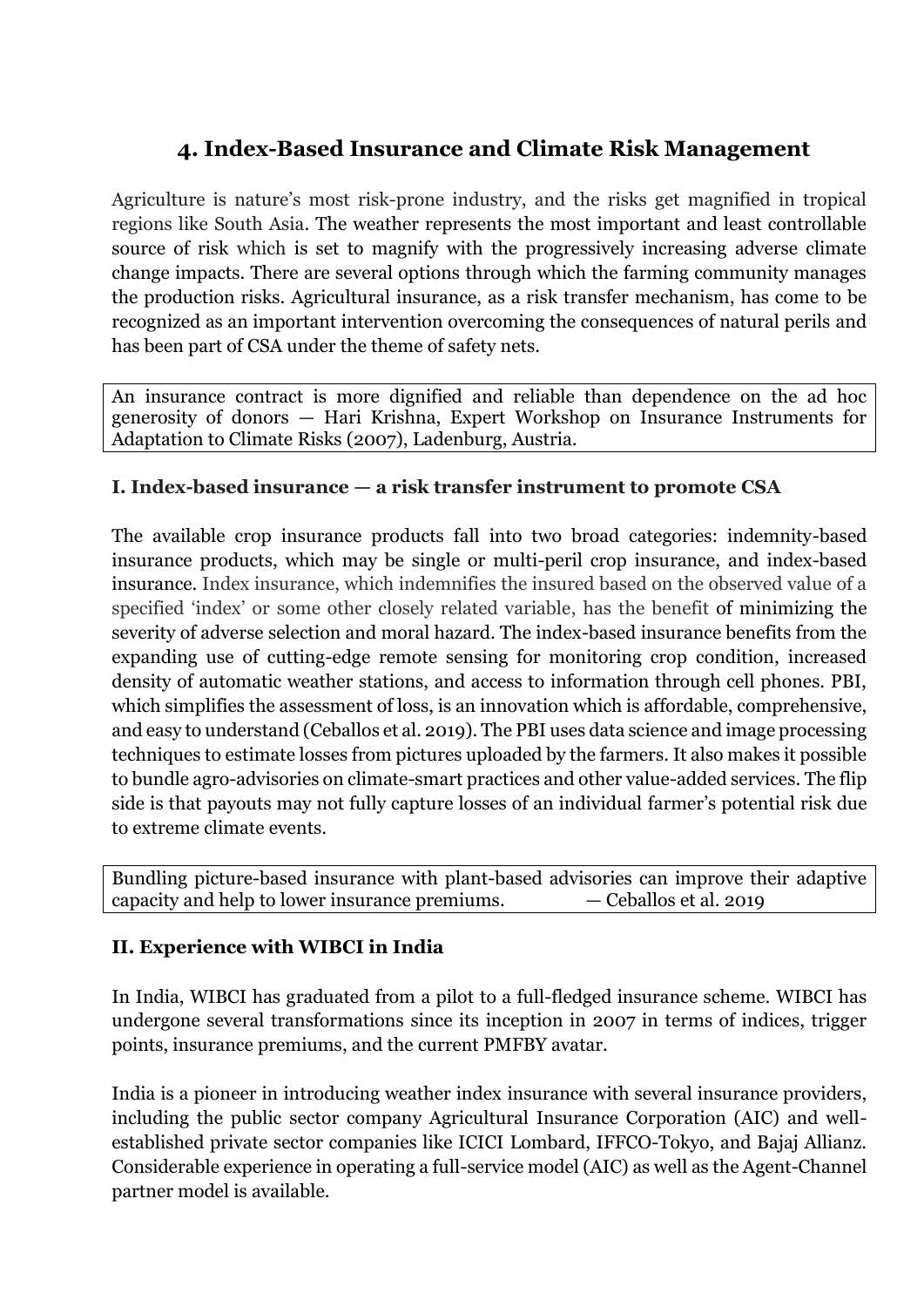## 4. Index-Based Insurance and Climate Risk Management

Agriculture is nature's most risk-prone industry, and the risks get magnified in tropical regions like South Asia. The weather represents the most important and least controllable source of risk which is set to magnify with the progressively increasing adverse climate change impacts. There are several options through which the farming community manages the production risks. Agricultural insurance, as a risk transfer mechanism, has come to be recognized as an important intervention overcoming the consequences of natural perils and has been part of CSA under the theme of safety nets.

> An insurance contract is more dignified and reliable than dependence on the ad hoc generosity of donors — Hari Krishna, Expert Workshop on Insurance Instruments for Adaptation to Climate Risks (2007), Ladenburg, Austria.

### I. Index-based insurance — a risk transfer instrument to promote CSA

The available crop insurance products fall into two broad categories: indemnity-based insurance products, which may be single or multi-peril crop insurance, and index-based insurance. Index insurance, which indemnifies the insured based on the observed value of a specified 'index' or some other closely related variable, has the benefit of minimizing the severity of adverse selection and moral hazard. The index-based insurance benefits from the expanding use of cutting-edge remote sensing for monitoring crop condition, increased density of automatic weather stations, and access to information through cell phones. PBI, which simplifies the assessment of loss, is an innovation which is affordable, comprehensive, and easy to understand (Ceballos et al. 2019). The PBI uses data science and image processing techniques to estimate losses from pictures uploaded by the farmers. It also makes it possible to bundle agro-advisories on climate-smart practices and other value-added services. The flip side is that payouts may not fully capture losses of an individual farmer's potential risk due to extreme climate events.

> Bundling picture-based insurance with plant-based advisories can improve their adaptive capacity and help to lower insurance premiums. — Ceballos et al. 2019

### II. Experience with WIBCI in India

In India, WIBCI has graduated from a pilot to a full-fledged insurance scheme. WIBCI has undergone several transformations since its inception in 2007 in terms of indices, trigger points, insurance premiums, and the current PMFBY avatar.

India is a pioneer in introducing weather index insurance with several insurance providers, including the public sector company Agricultural Insurance Corporation (AIC) and well-established private sector companies like ICICI Lombard, IFFCO-Tokyo, and Bajaj Allianz. Considerable experience in operating a full-service model (AIC) as well as the Agent-Channel partner model is available.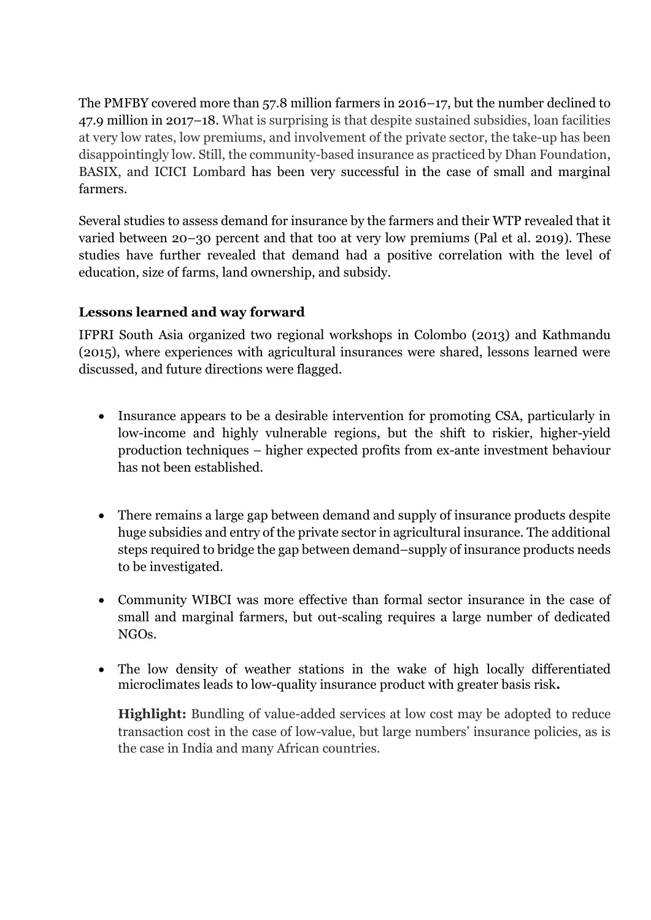The PMFBY covered more than 57.8 million farmers in 2016–17, but the number declined to 47.9 million in 2017–18. What is surprising is that despite sustained subsidies, loan facilities at very low rates, low premiums, and involvement of the private sector, the take-up has been disappointingly low. Still, the community-based insurance as practiced by Dhan Foundation, BASIX, and ICICI Lombard has been very successful in the case of small and marginal farmers.

Several studies to assess demand for insurance by the farmers and their WTP revealed that it varied between 20–30 percent and that too at very low premiums (Pal et al. 2019). These studies have further revealed that demand had a positive correlation with the level of education, size of farms, land ownership, and subsidy.

### Lessons learned and way forward

IFPRI South Asia organized two regional workshops in Colombo (2013) and Kathmandu (2015), where experiences with agricultural insurances were shared, lessons learned were discussed, and future directions were flagged.

- Insurance appears to be a desirable intervention for promoting CSA, particularly in low-income and highly vulnerable regions, but the shift to riskier, higher-yield production techniques – higher expected profits from ex-ante investment behaviour has not been established.

- There remains a large gap between demand and supply of insurance products despite huge subsidies and entry of the private sector in agricultural insurance. The additional steps required to bridge the gap between demand–supply of insurance products needs to be investigated.

- Community WIBCI was more effective than formal sector insurance in the case of small and marginal farmers, but out-scaling requires a large number of dedicated NGOs.

- The low density of weather stations in the wake of high locally differentiated microclimates leads to low-quality insurance product with greater basis risk**.**

  **Highlight:** Bundling of value-added services at low cost may be adopted to reduce transaction cost in the case of low-value, but large numbers' insurance policies, as is the case in India and many African countries.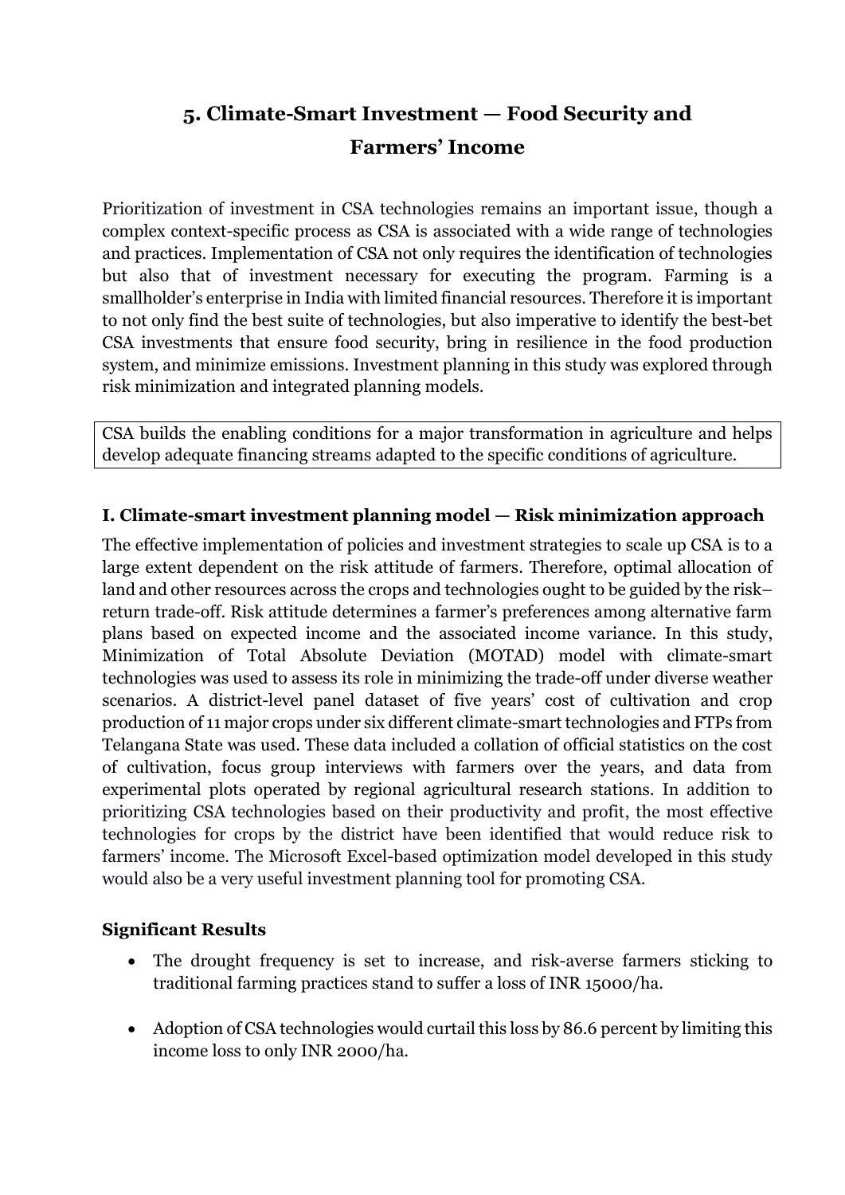## 5. Climate-Smart Investment — Food Security and Farmers' Income

Prioritization of investment in CSA technologies remains an important issue, though a complex context-specific process as CSA is associated with a wide range of technologies and practices. Implementation of CSA not only requires the identification of technologies but also that of investment necessary for executing the program. Farming is a smallholder's enterprise in India with limited financial resources. Therefore it is important to not only find the best suite of technologies, but also imperative to identify the best-bet CSA investments that ensure food security, bring in resilience in the food production system, and minimize emissions. Investment planning in this study was explored through risk minimization and integrated planning models.

> CSA builds the enabling conditions for a major transformation in agriculture and helps develop adequate financing streams adapted to the specific conditions of agriculture.

### I. Climate-smart investment planning model — Risk minimization approach

The effective implementation of policies and investment strategies to scale up CSA is to a large extent dependent on the risk attitude of farmers. Therefore, optimal allocation of land and other resources across the crops and technologies ought to be guided by the risk–return trade-off. Risk attitude determines a farmer's preferences among alternative farm plans based on expected income and the associated income variance. In this study, Minimization of Total Absolute Deviation (MOTAD) model with climate-smart technologies was used to assess its role in minimizing the trade-off under diverse weather scenarios. A district-level panel dataset of five years' cost of cultivation and crop production of 11 major crops under six different climate-smart technologies and FTPs from Telangana State was used. These data included a collation of official statistics on the cost of cultivation, focus group interviews with farmers over the years, and data from experimental plots operated by regional agricultural research stations. In addition to prioritizing CSA technologies based on their productivity and profit, the most effective technologies for crops by the district have been identified that would reduce risk to farmers' income. The Microsoft Excel-based optimization model developed in this study would also be a very useful investment planning tool for promoting CSA.

**Significant Results**

- The drought frequency is set to increase, and risk-averse farmers sticking to traditional farming practices stand to suffer a loss of INR 15000/ha.
- Adoption of CSA technologies would curtail this loss by 86.6 percent by limiting this income loss to only INR 2000/ha.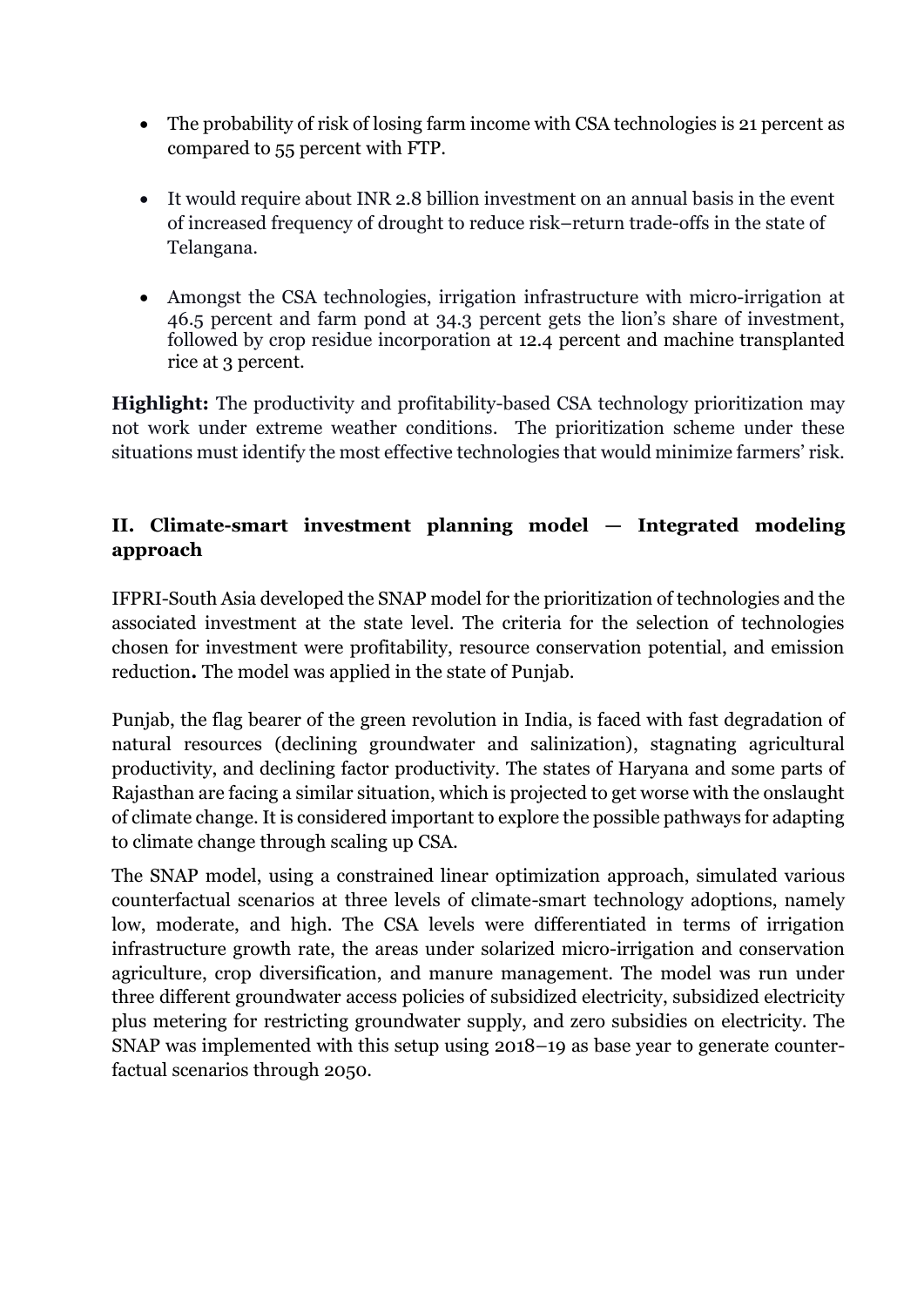- The probability of risk of losing farm income with CSA technologies is 21 percent as compared to 55 percent with FTP.
- It would require about INR 2.8 billion investment on an annual basis in the event of increased frequency of drought to reduce risk–return trade-offs in the state of Telangana.
- Amongst the CSA technologies, irrigation infrastructure with micro-irrigation at 46.5 percent and farm pond at 34.3 percent gets the lion's share of investment, followed by crop residue incorporation at 12.4 percent and machine transplanted rice at 3 percent.

**Highlight:** The productivity and profitability-based CSA technology prioritization may not work under extreme weather conditions. The prioritization scheme under these situations must identify the most effective technologies that would minimize farmers' risk.

## II. Climate-smart investment planning model — Integrated modeling approach

IFPRI-South Asia developed the SNAP model for the prioritization of technologies and the associated investment at the state level. The criteria for the selection of technologies chosen for investment were profitability, resource conservation potential, and emission reduction**.** The model was applied in the state of Punjab.

Punjab, the flag bearer of the green revolution in India, is faced with fast degradation of natural resources (declining groundwater and salinization), stagnating agricultural productivity, and declining factor productivity. The states of Haryana and some parts of Rajasthan are facing a similar situation, which is projected to get worse with the onslaught of climate change. It is considered important to explore the possible pathways for adapting to climate change through scaling up CSA.

The SNAP model, using a constrained linear optimization approach, simulated various counterfactual scenarios at three levels of climate-smart technology adoptions, namely low, moderate, and high. The CSA levels were differentiated in terms of irrigation infrastructure growth rate, the areas under solarized micro-irrigation and conservation agriculture, crop diversification, and manure management. The model was run under three different groundwater access policies of subsidized electricity, subsidized electricity plus metering for restricting groundwater supply, and zero subsidies on electricity. The SNAP was implemented with this setup using 2018–19 as base year to generate counter-factual scenarios through 2050.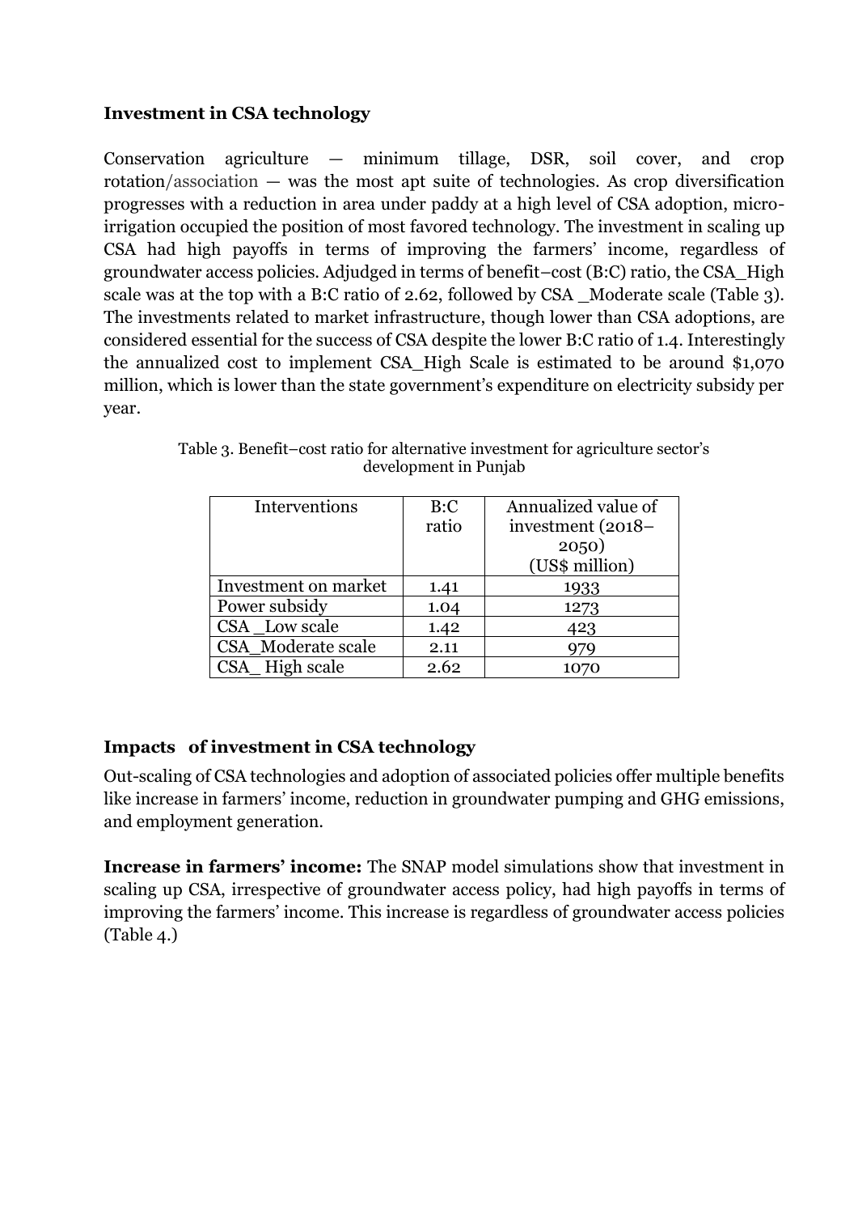**Investment in CSA technology**

Conservation agriculture — minimum tillage, DSR, soil cover, and crop rotation/association — was the most apt suite of technologies. As crop diversification progresses with a reduction in area under paddy at a high level of CSA adoption, micro-irrigation occupied the position of most favored technology. The investment in scaling up CSA had high payoffs in terms of improving the farmers' income, regardless of groundwater access policies. Adjudged in terms of benefit–cost (B:C) ratio, the CSA_High scale was at the top with a B:C ratio of 2.62, followed by CSA _Moderate scale (Table 3). The investments related to market infrastructure, though lower than CSA adoptions, are considered essential for the success of CSA despite the lower B:C ratio of 1.4. Interestingly the annualized cost to implement CSA_High Scale is estimated to be around $1,070 million, which is lower than the state government's expenditure on electricity subsidy per year.

Table 3. Benefit–cost ratio for alternative investment for agriculture sector's development in Punjab

| Interventions | B:C ratio | Annualized value of investment (2018–2050) (US$ million) |
|---|---|---|
| Investment on market | 1.41 | 1933 |
| Power subsidy | 1.04 | 1273 |
| CSA _Low scale | 1.42 | 423 |
| CSA_Moderate scale | 2.11 | 979 |
| CSA_ High scale | 2.62 | 1070 |

**Impacts of investment in CSA technology**

Out-scaling of CSA technologies and adoption of associated policies offer multiple benefits like increase in farmers' income, reduction in groundwater pumping and GHG emissions, and employment generation.

**Increase in farmers' income:** The SNAP model simulations show that investment in scaling up CSA, irrespective of groundwater access policy, had high payoffs in terms of improving the farmers' income. This increase is regardless of groundwater access policies (Table 4.)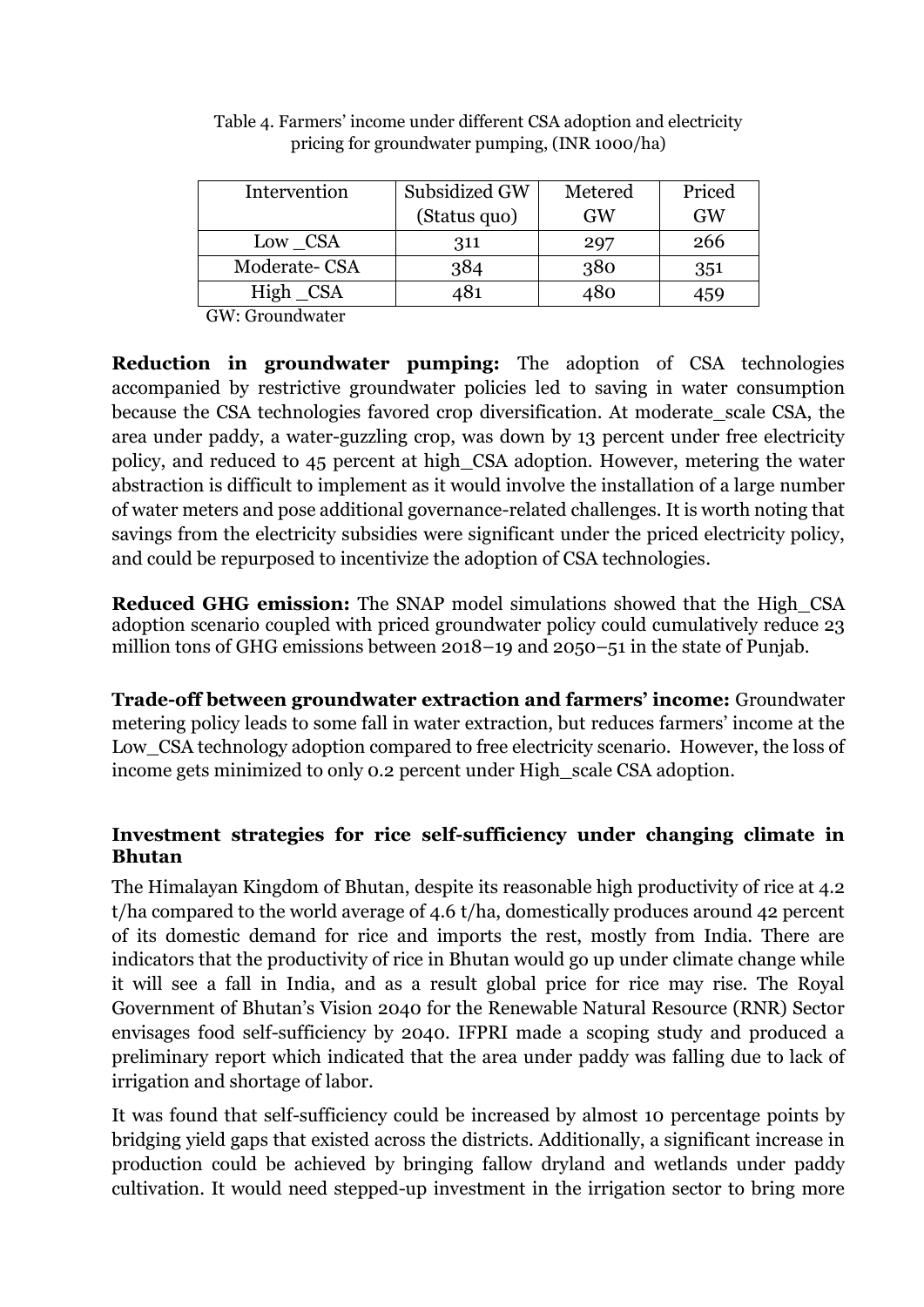Table 4. Farmers' income under different CSA adoption and electricity pricing for groundwater pumping, (INR 1000/ha)

| Intervention | Subsidized GW (Status quo) | Metered GW | Priced GW |
|---|---|---|---|
| Low _CSA | 311 | 297 | 266 |
| Moderate- CSA | 384 | 380 | 351 |
| High _CSA | 481 | 480 | 459 |

GW: Groundwater

**Reduction in groundwater pumping:** The adoption of CSA technologies accompanied by restrictive groundwater policies led to saving in water consumption because the CSA technologies favored crop diversification. At moderate_scale CSA, the area under paddy, a water-guzzling crop, was down by 13 percent under free electricity policy, and reduced to 45 percent at high_CSA adoption. However, metering the water abstraction is difficult to implement as it would involve the installation of a large number of water meters and pose additional governance-related challenges. It is worth noting that savings from the electricity subsidies were significant under the priced electricity policy, and could be repurposed to incentivize the adoption of CSA technologies.

**Reduced GHG emission:** The SNAP model simulations showed that the High_CSA adoption scenario coupled with priced groundwater policy could cumulatively reduce 23 million tons of GHG emissions between 2018–19 and 2050–51 in the state of Punjab.

**Trade-off between groundwater extraction and farmers' income:** Groundwater metering policy leads to some fall in water extraction, but reduces farmers' income at the Low_CSA technology adoption compared to free electricity scenario. However, the loss of income gets minimized to only 0.2 percent under High_scale CSA adoption.

### Investment strategies for rice self-sufficiency under changing climate in Bhutan

The Himalayan Kingdom of Bhutan, despite its reasonable high productivity of rice at 4.2 t/ha compared to the world average of 4.6 t/ha, domestically produces around 42 percent of its domestic demand for rice and imports the rest, mostly from India. There are indicators that the productivity of rice in Bhutan would go up under climate change while it will see a fall in India, and as a result global price for rice may rise. The Royal Government of Bhutan's Vision 2040 for the Renewable Natural Resource (RNR) Sector envisages food self-sufficiency by 2040. IFPRI made a scoping study and produced a preliminary report which indicated that the area under paddy was falling due to lack of irrigation and shortage of labor.

It was found that self-sufficiency could be increased by almost 10 percentage points by bridging yield gaps that existed across the districts. Additionally, a significant increase in production could be achieved by bringing fallow dryland and wetlands under paddy cultivation. It would need stepped-up investment in the irrigation sector to bring more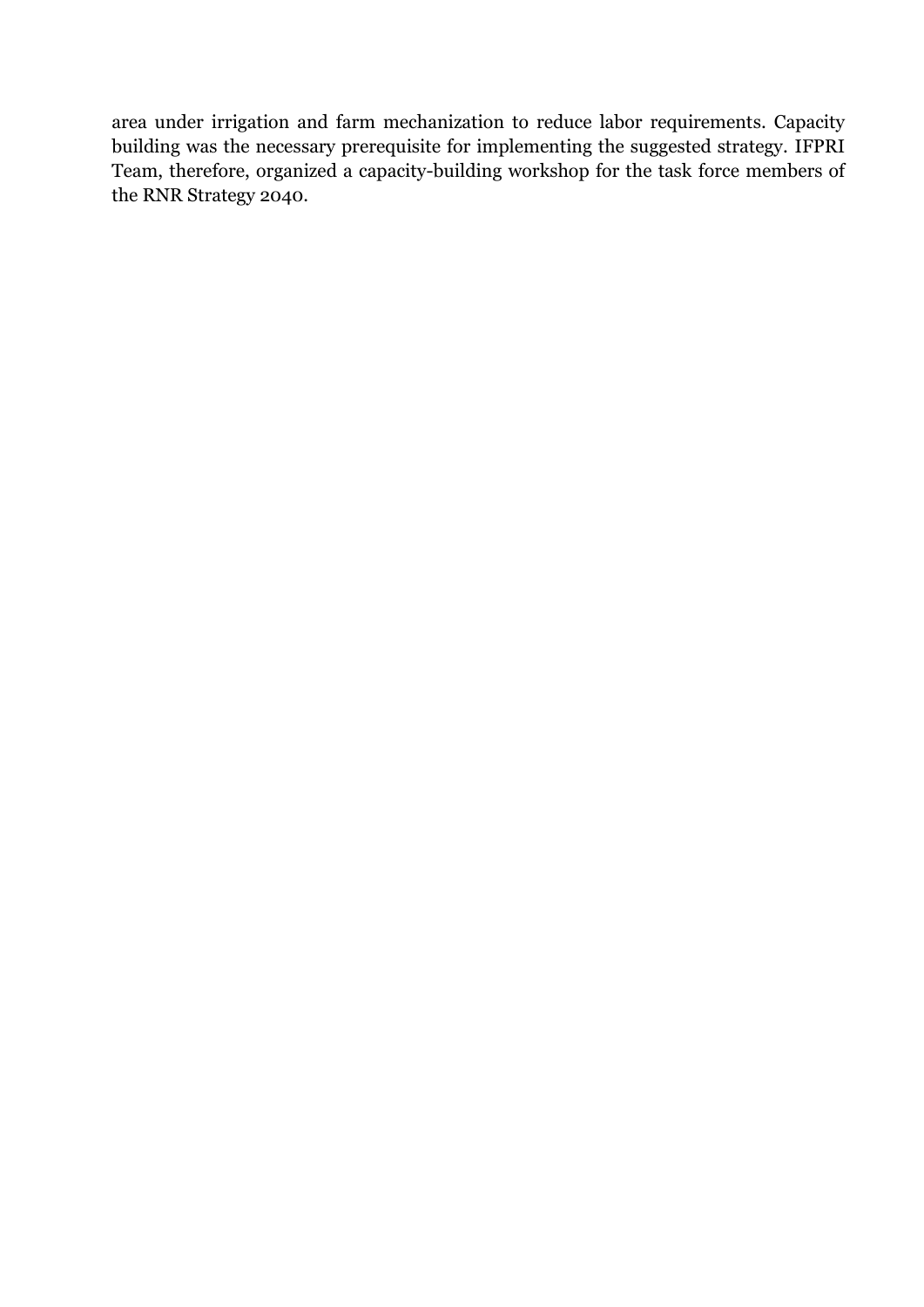area under irrigation and farm mechanization to reduce labor requirements. Capacity building was the necessary prerequisite for implementing the suggested strategy. IFPRI Team, therefore, organized a capacity-building workshop for the task force members of the RNR Strategy 2040.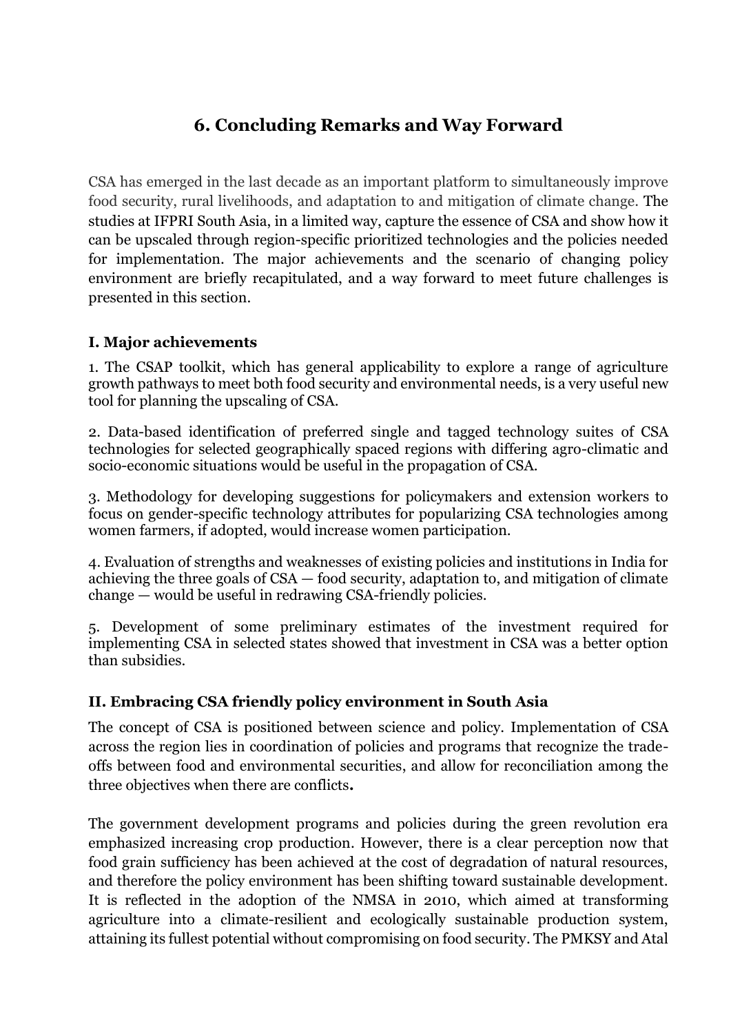## 6. Concluding Remarks and Way Forward

CSA has emerged in the last decade as an important platform to simultaneously improve food security, rural livelihoods, and adaptation to and mitigation of climate change. The studies at IFPRI South Asia, in a limited way, capture the essence of CSA and show how it can be upscaled through region-specific prioritized technologies and the policies needed for implementation. The major achievements and the scenario of changing policy environment are briefly recapitulated, and a way forward to meet future challenges is presented in this section.

### I. Major achievements

1. The CSAP toolkit, which has general applicability to explore a range of agriculture growth pathways to meet both food security and environmental needs, is a very useful new tool for planning the upscaling of CSA.

2. Data-based identification of preferred single and tagged technology suites of CSA technologies for selected geographically spaced regions with differing agro-climatic and socio-economic situations would be useful in the propagation of CSA.

3. Methodology for developing suggestions for policymakers and extension workers to focus on gender-specific technology attributes for popularizing CSA technologies among women farmers, if adopted, would increase women participation.

4. Evaluation of strengths and weaknesses of existing policies and institutions in India for achieving the three goals of CSA — food security, adaptation to, and mitigation of climate change — would be useful in redrawing CSA-friendly policies.

5. Development of some preliminary estimates of the investment required for implementing CSA in selected states showed that investment in CSA was a better option than subsidies.

### II. Embracing CSA friendly policy environment in South Asia

The concept of CSA is positioned between science and policy. Implementation of CSA across the region lies in coordination of policies and programs that recognize the trade-offs between food and environmental securities, and allow for reconciliation among the three objectives when there are conflicts**.**

The government development programs and policies during the green revolution era emphasized increasing crop production. However, there is a clear perception now that food grain sufficiency has been achieved at the cost of degradation of natural resources, and therefore the policy environment has been shifting toward sustainable development. It is reflected in the adoption of the NMSA in 2010, which aimed at transforming agriculture into a climate-resilient and ecologically sustainable production system, attaining its fullest potential without compromising on food security. The PMKSY and Atal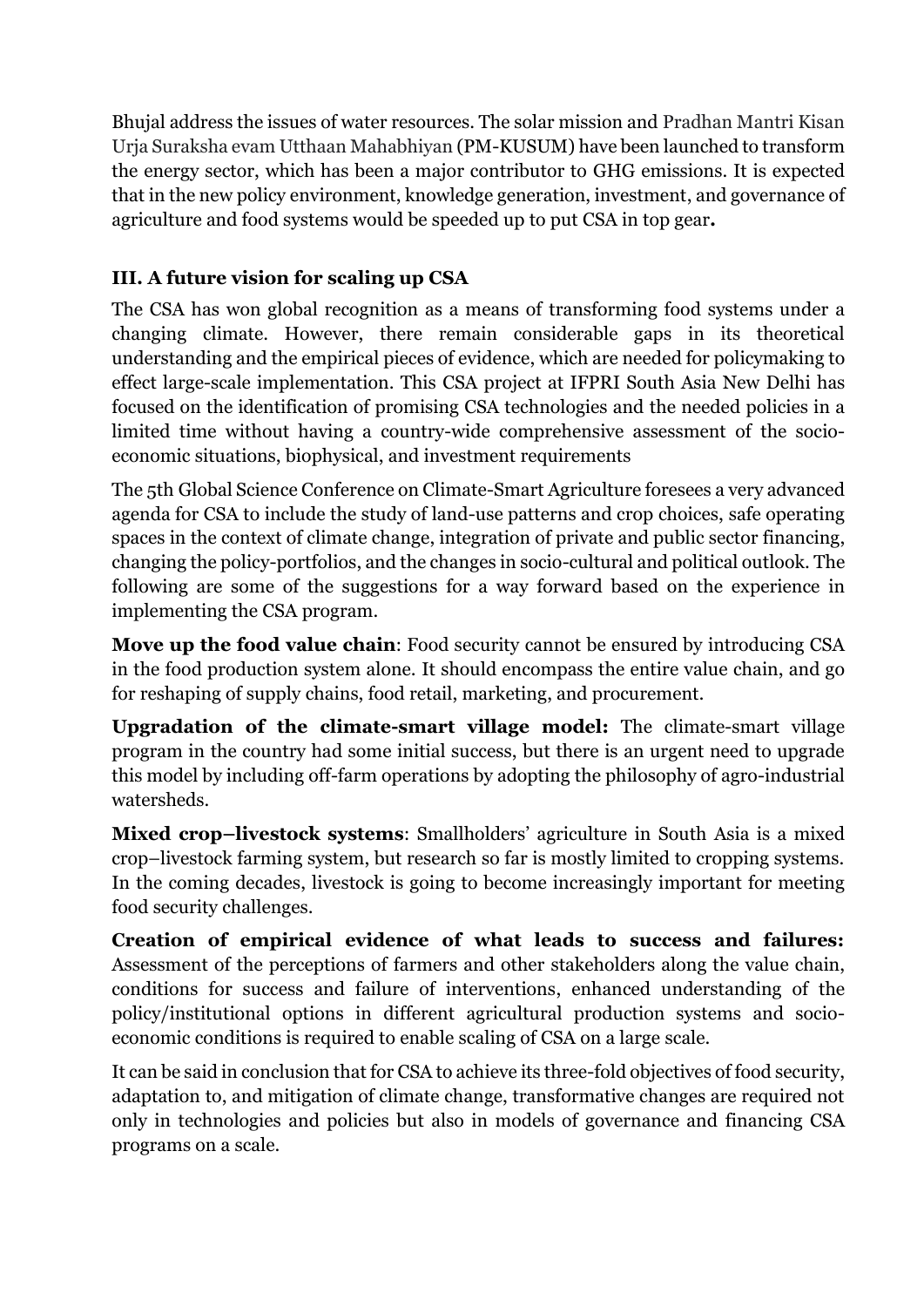Bhujal address the issues of water resources. The solar mission and Pradhan Mantri Kisan Urja Suraksha evam Utthaan Mahabhiyan (PM-KUSUM) have been launched to transform the energy sector, which has been a major contributor to GHG emissions. It is expected that in the new policy environment, knowledge generation, investment, and governance of agriculture and food systems would be speeded up to put CSA in top gear**.**

### III. A future vision for scaling up CSA

The CSA has won global recognition as a means of transforming food systems under a changing climate. However, there remain considerable gaps in its theoretical understanding and the empirical pieces of evidence, which are needed for policymaking to effect large-scale implementation. This CSA project at IFPRI South Asia New Delhi has focused on the identification of promising CSA technologies and the needed policies in a limited time without having a country-wide comprehensive assessment of the socio-economic situations, biophysical, and investment requirements

The 5th Global Science Conference on Climate-Smart Agriculture foresees a very advanced agenda for CSA to include the study of land-use patterns and crop choices, safe operating spaces in the context of climate change, integration of private and public sector financing, changing the policy-portfolios, and the changes in socio-cultural and political outlook. The following are some of the suggestions for a way forward based on the experience in implementing the CSA program.

**Move up the food value chain**: Food security cannot be ensured by introducing CSA in the food production system alone. It should encompass the entire value chain, and go for reshaping of supply chains, food retail, marketing, and procurement.

**Upgradation of the climate-smart village model:** The climate-smart village program in the country had some initial success, but there is an urgent need to upgrade this model by including off-farm operations by adopting the philosophy of agro-industrial watersheds.

**Mixed crop–livestock systems**: Smallholders' agriculture in South Asia is a mixed crop–livestock farming system, but research so far is mostly limited to cropping systems. In the coming decades, livestock is going to become increasingly important for meeting food security challenges.

**Creation of empirical evidence of what leads to success and failures:** Assessment of the perceptions of farmers and other stakeholders along the value chain, conditions for success and failure of interventions, enhanced understanding of the policy/institutional options in different agricultural production systems and socio-economic conditions is required to enable scaling of CSA on a large scale.

It can be said in conclusion that for CSA to achieve its three-fold objectives of food security, adaptation to, and mitigation of climate change, transformative changes are required not only in technologies and policies but also in models of governance and financing CSA programs on a scale.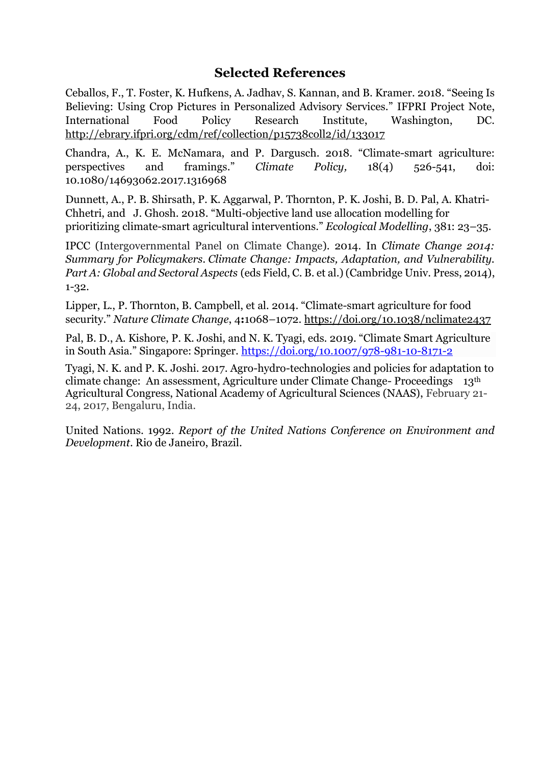## Selected References

Ceballos, F., T. Foster, K. Hufkens, A. Jadhav, S. Kannan, and B. Kramer. 2018. "Seeing Is Believing: Using Crop Pictures in Personalized Advisory Services." IFPRI Project Note, International Food Policy Research Institute, Washington, DC. http://ebrary.ifpri.org/cdm/ref/collection/p15738coll2/id/133017

Chandra, A., K. E. McNamara, and P. Dargusch. 2018. "Climate-smart agriculture: perspectives and framings." *Climate Policy,* 18(4) 526-541, doi: 10.1080/14693062.2017.1316968

Dunnett, A., P. B. Shirsath, P. K. Aggarwal, P. Thornton, P. K. Joshi, B. D. Pal, A. Khatri-Chhetri, and J. Ghosh. 2018. "Multi-objective land use allocation modelling for prioritizing climate-smart agricultural interventions." *Ecological Modelling*, 381: 23–35.

IPCC (Intergovernmental Panel on Climate Change). 2014. In *Climate Change 2014: Summary for Policymakers. Climate Change: Impacts, Adaptation, and Vulnerability. Part A: Global and Sectoral Aspects* (eds Field, C. B. et al.) (Cambridge Univ. Press, 2014), 1-32.

Lipper, L., P. Thornton, B. Campbell, et al. 2014. "Climate-smart agriculture for food security." *Nature Climate Change*, **4:**1068–1072. https://doi.org/10.1038/nclimate2437

Pal, B. D., A. Kishore, P. K. Joshi, and N. K. Tyagi, eds. 2019. "Climate Smart Agriculture in South Asia." Singapore: Springer. https://doi.org/10.1007/978-981-10-8171-2

Tyagi, N. K. and P. K. Joshi. 2017. Agro-hydro-technologies and policies for adaptation to climate change: An assessment, Agriculture under Climate Change- Proceedings 13th Agricultural Congress, National Academy of Agricultural Sciences (NAAS), February 21-24, 2017, Bengaluru, India.

United Nations. 1992. *Report of the United Nations Conference on Environment and Development*. Rio de Janeiro, Brazil.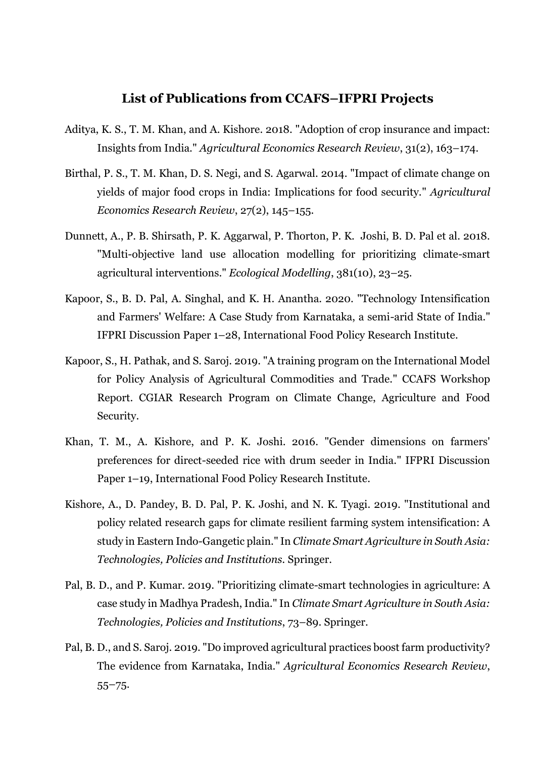## List of Publications from CCAFS–IFPRI Projects

Aditya, K. S., T. M. Khan, and A. Kishore. 2018. "Adoption of crop insurance and impact: Insights from India." *Agricultural Economics Research Review*, 31(2), 163–174.

Birthal, P. S., T. M. Khan, D. S. Negi, and S. Agarwal. 2014. "Impact of climate change on yields of major food crops in India: Implications for food security." *Agricultural Economics Research Review*, 27(2), 145–155.

Dunnett, A., P. B. Shirsath, P. K. Aggarwal, P. Thorton, P. K. Joshi, B. D. Pal et al. 2018. "Multi-objective land use allocation modelling for prioritizing climate-smart agricultural interventions." *Ecological Modelling*, 381(10), 23–25.

Kapoor, S., B. D. Pal, A. Singhal, and K. H. Anantha. 2020. "Technology Intensification and Farmers' Welfare: A Case Study from Karnataka, a semi-arid State of India." IFPRI Discussion Paper 1–28, International Food Policy Research Institute.

Kapoor, S., H. Pathak, and S. Saroj. 2019. "A training program on the International Model for Policy Analysis of Agricultural Commodities and Trade." CCAFS Workshop Report. CGIAR Research Program on Climate Change, Agriculture and Food Security.

Khan, T. M., A. Kishore, and P. K. Joshi. 2016. "Gender dimensions on farmers' preferences for direct-seeded rice with drum seeder in India." IFPRI Discussion Paper 1–19, International Food Policy Research Institute.

Kishore, A., D. Pandey, B. D. Pal, P. K. Joshi, and N. K. Tyagi. 2019. "Institutional and policy related research gaps for climate resilient farming system intensification: A study in Eastern Indo-Gangetic plain." In *Climate Smart Agriculture in South Asia: Technologies, Policies and Institutions*. Springer.

Pal, B. D., and P. Kumar. 2019. "Prioritizing climate-smart technologies in agriculture: A case study in Madhya Pradesh, India." In *Climate Smart Agriculture in South Asia: Technologies, Policies and Institutions*, 73–89. Springer.

Pal, B. D., and S. Saroj. 2019. "Do improved agricultural practices boost farm productivity? The evidence from Karnataka, India." *Agricultural Economics Research Review*, 55–75.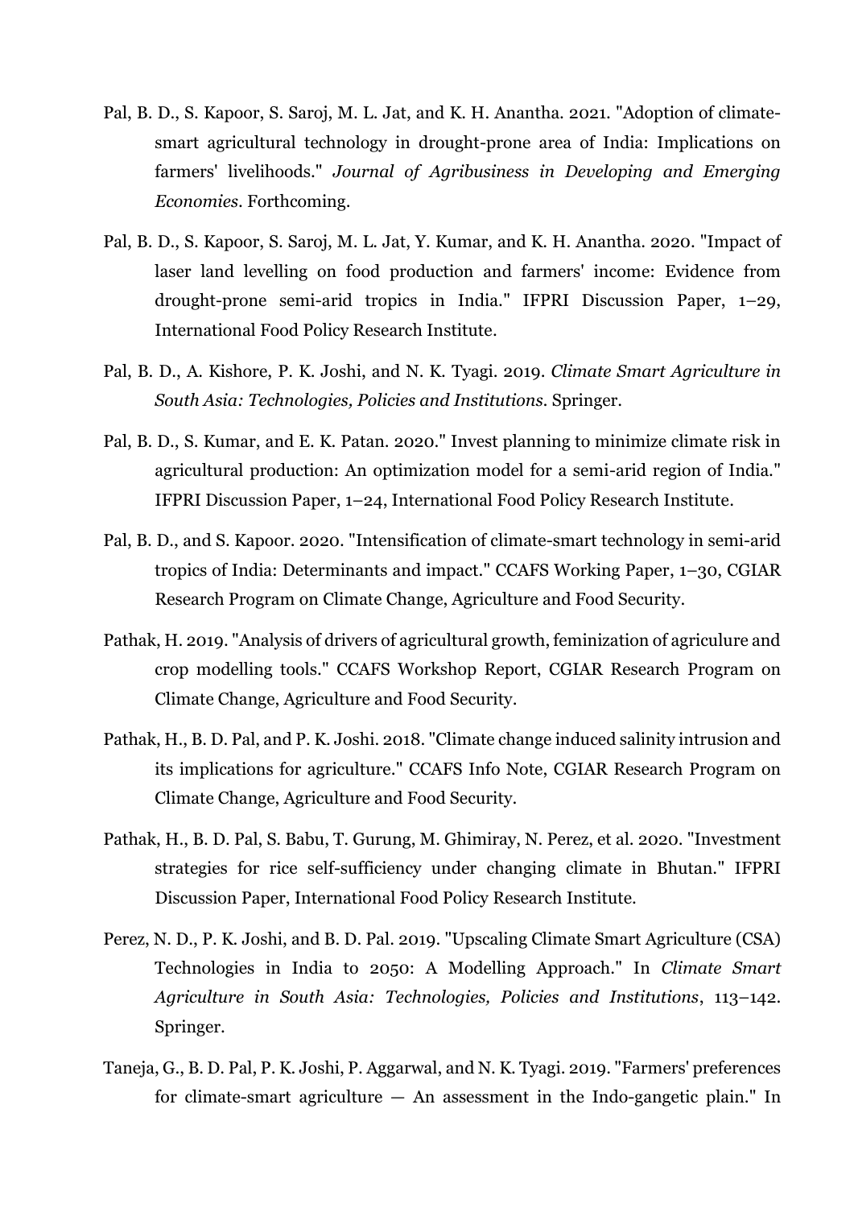Pal, B. D., S. Kapoor, S. Saroj, M. L. Jat, and K. H. Anantha. 2021. "Adoption of climate-smart agricultural technology in drought-prone area of India: Implications on farmers' livelihoods." *Journal of Agribusiness in Developing and Emerging Economies*. Forthcoming.

Pal, B. D., S. Kapoor, S. Saroj, M. L. Jat, Y. Kumar, and K. H. Anantha. 2020. "Impact of laser land levelling on food production and farmers' income: Evidence from drought-prone semi-arid tropics in India." IFPRI Discussion Paper, 1–29, International Food Policy Research Institute.

Pal, B. D., A. Kishore, P. K. Joshi, and N. K. Tyagi. 2019. *Climate Smart Agriculture in South Asia: Technologies, Policies and Institutions*. Springer.

Pal, B. D., S. Kumar, and E. K. Patan. 2020." Invest planning to minimize climate risk in agricultural production: An optimization model for a semi-arid region of India." IFPRI Discussion Paper, 1–24, International Food Policy Research Institute.

Pal, B. D., and S. Kapoor. 2020. "Intensification of climate-smart technology in semi-arid tropics of India: Determinants and impact." CCAFS Working Paper, 1–30, CGIAR Research Program on Climate Change, Agriculture and Food Security.

Pathak, H. 2019. "Analysis of drivers of agricultural growth, feminization of agriculure and crop modelling tools." CCAFS Workshop Report, CGIAR Research Program on Climate Change, Agriculture and Food Security.

Pathak, H., B. D. Pal, and P. K. Joshi. 2018. "Climate change induced salinity intrusion and its implications for agriculture." CCAFS Info Note, CGIAR Research Program on Climate Change, Agriculture and Food Security.

Pathak, H., B. D. Pal, S. Babu, T. Gurung, M. Ghimiray, N. Perez, et al. 2020. "Investment strategies for rice self-sufficiency under changing climate in Bhutan." IFPRI Discussion Paper, International Food Policy Research Institute.

Perez, N. D., P. K. Joshi, and B. D. Pal. 2019. "Upscaling Climate Smart Agriculture (CSA) Technologies in India to 2050: A Modelling Approach." In *Climate Smart Agriculture in South Asia: Technologies, Policies and Institutions*, 113–142. Springer.

Taneja, G., B. D. Pal, P. K. Joshi, P. Aggarwal, and N. K. Tyagi. 2019. "Farmers' preferences for climate-smart agriculture — An assessment in the Indo-gangetic plain." In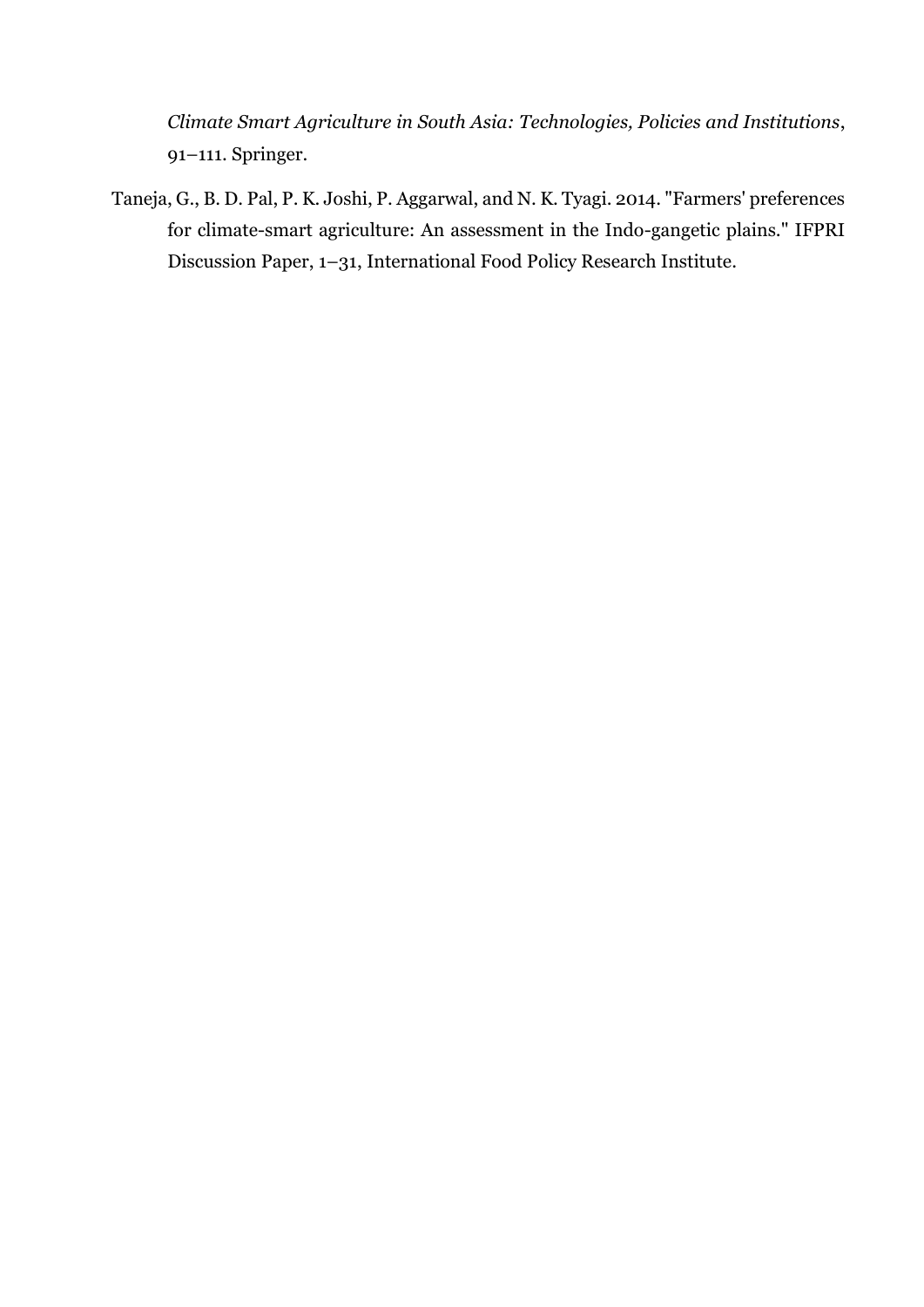*Climate Smart Agriculture in South Asia: Technologies, Policies and Institutions*, 91–111. Springer.

Taneja, G., B. D. Pal, P. K. Joshi, P. Aggarwal, and N. K. Tyagi. 2014. "Farmers' preferences for climate-smart agriculture: An assessment in the Indo-gangetic plains." IFPRI Discussion Paper, 1–31, International Food Policy Research Institute.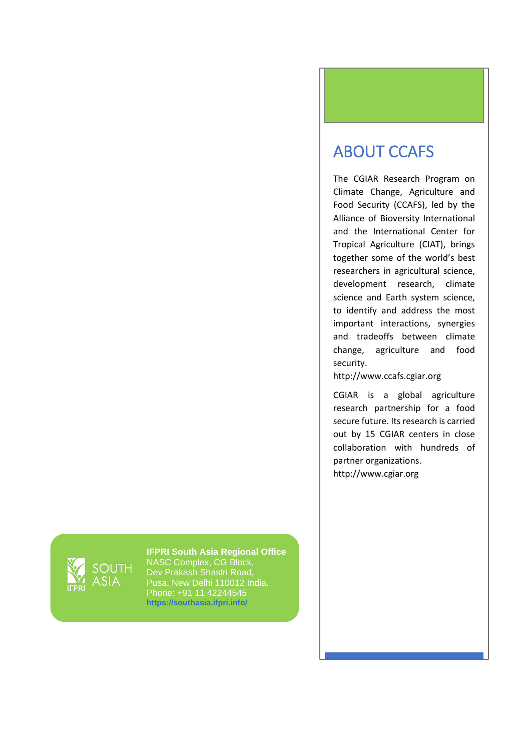## ABOUT CCAFS

The CGIAR Research Program on Climate Change, Agriculture and Food Security (CCAFS), led by the Alliance of Bioversity International and the International Center for Tropical Agriculture (CIAT), brings together some of the world's best researchers in agricultural science, development research, climate science and Earth system science, to identify and address the most important interactions, synergies and tradeoffs between climate change, agriculture and food security.

http://www.ccafs.cgiar.org

CGIAR is a global agriculture research partnership for a food secure future. Its research is carried out by 15 CGIAR centers in close collaboration with hundreds of partner organizations.

http://www.cgiar.org

IFPRI SOUTH ASIA

**IFPRI South Asia Regional Office**
NASC Complex, CG Block,
Dev Prakash Shastri Road,
Pusa, New Delhi 110012 India.
Phone: +91 11 42244545
**https://southasia.ifpri.info/**